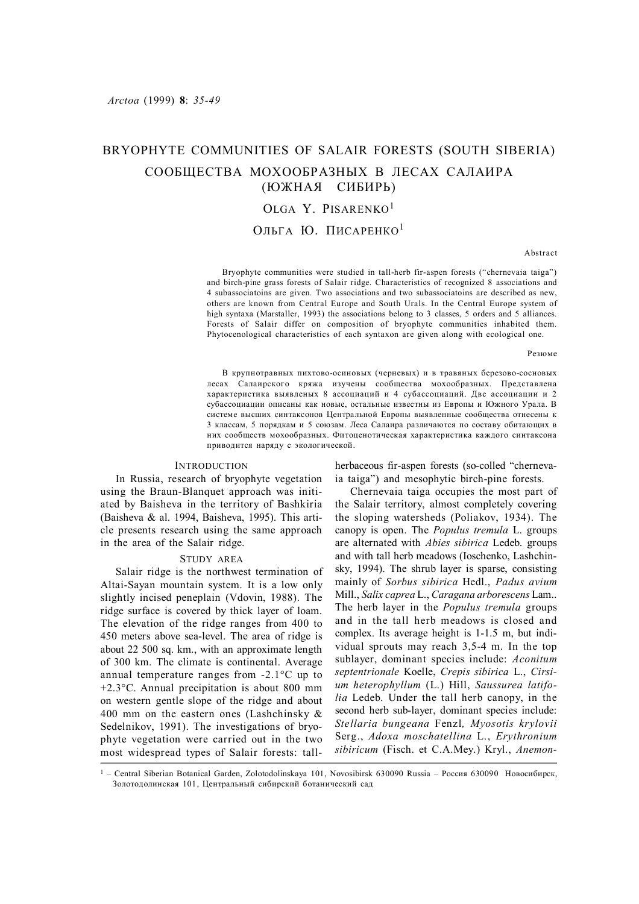# BRYOPHYTE COMMUNITIES OF SALAIR FORESTS (SOUTH SIBERIA)

# СООБЩЕСТВА МОХООБРАЗНЫХ В ЛЕСАХ САЛАИРА (ЮЖНАЯ СИБИРЬ)

OLGA Y. PISARENKO[1]

ОЛЬГА Ю. ПИСАРЕНКО[1]

Abstract

Bryophyte communities were studied in tall-herb fir-aspen forests ("chernevaia taiga") and birch-pine grass forests of Salair ridge. Characteristics of recognized 8 associations and 4 subassociatoins are given. Two associations and two subassociatoins are described as new, others are known from Central Europe and South Urals. In the Central Europe system of high syntaxa (Marstaller, 1993) the associations belong to 3 classes, 5 orders and 5 alliances. Forests of Salair differ on composition of bryophyte communities inhabited them. Phytocenological characteristics of each syntaxon are given along with ecological one.

Резюме

В крупнотравных пихтово-осиновых (черневых) и в травяных березово-сосновых лесах Салаирского кряжа изучены сообщества мохообразных. Представлена характеристика выявленых 8 ассоциаций и 4 субассоциаций. Две ассоциации и 2 субассоциации описаны как новые, остальные известны из Европы и Южного Урала. В системе высших синтаксонов Центральной Европы выявленные сообщества отнесены к 3 классам, 5 порядкам и 5 союзам. Леса Салаира различаются по составу обитающих в них сообществ мохообразных. Фитоценотическая характеристика каждого синтаксона приводится наряду с экологической.

## INTRODUCTION

In Russia, research of bryophyte vegetation using the Braun-Blanquet approach was initiated by Baisheva in the territory of Bashkiria (Baisheva & al. 1994, Baisheva, 1995). This article presents research using the same approach in the area of the Salair ridge.

## STUDY AREA

Salair ridge is the northwest termination of Altai-Sayan mountain system. It is a low only slightly incised peneplain (Vdovin, 1988). The ridge surface is covered by thick layer of loam. The elevation of the ridge ranges from 400 to 450 meters above sea-level. The area of ridge is about 22 500 sq. km., with an approximate length of 300 km. The climate is continental. Average annual temperature ranges from -2.1°C up to +2.3°C. Annual precipitation is about 800 mm on western gentle slope of the ridge and about 400 mm on the eastern ones (Lashchinsky & Sedelnikov, 1991). The investigations of bryophyte vegetation were carried out in the two most widespread types of Salair forests: tall-herbaceous fir-aspen forests (so-colled "chernevaia taiga") and mesophytic birch-pine forests.

Chernevaia taiga occupies the most part of the Salair territory, almost completely covering the sloping watersheds (Poliakov, 1934). The canopy is open. The *Populus tremula* L. groups are alternated with *Abies sibirica* Ledeb. groups and with tall herb meadows (Ioschenko, Lashchinsky, 1994). The shrub layer is sparse, consisting mainly of *Sorbus sibirica* Hedl., *Padus avium* Mill., *Salix caprea* L., *Caragana arborescens* Lam.. The herb layer in the *Populus tremula* groups and in the tall herb meadows is closed and complex. Its average height is 1-1.5 m, but individual sprouts may reach 3,5-4 m. In the top sublayer, dominant species include: *Aconitum septentrionale* Koelle, *Crepis sibirica* L., *Cirsium heterophyllum* (L.) Hill, *Saussurea latifolia* Ledeb. Under the tall herb canopy, in the second herb sub-layer, dominant species include: *Stellaria bungeana* Fenzl*, Myosotis krylovii* Serg., *Adoxa moschatellina* L., *Erythronium sibiricum* (Fisch. et C.A.Mey.) Kryl., *Anemon-*

[1] – Central Siberian Botanical Garden, Zolotodolinskaya 101, Novosibirsk 630090 Russia – Россия 630090 Новосибирск, Золотодолинская 101, Центральный сибирский ботанический сад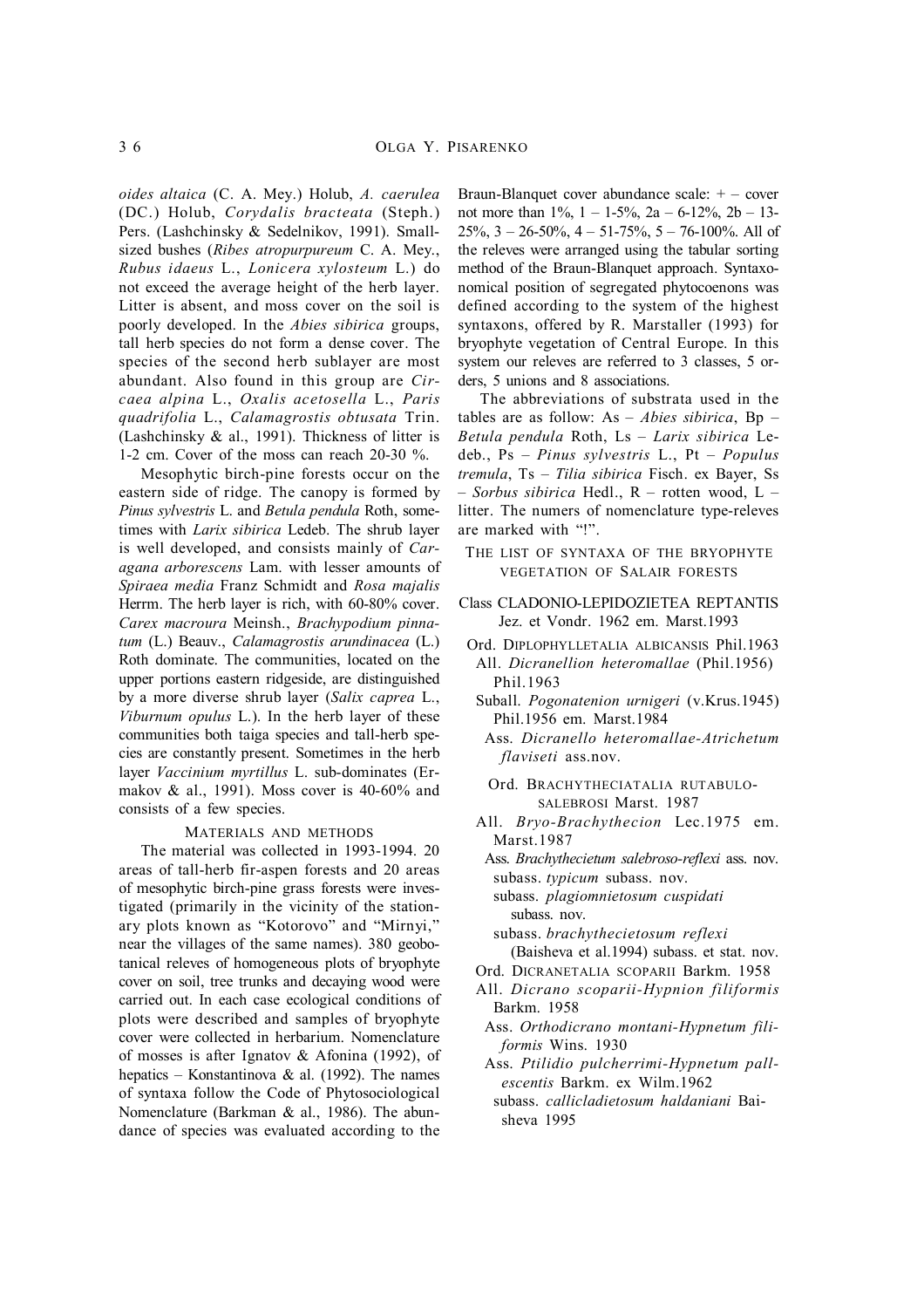*oides altaica* (C. A. Mey.) Holub, *A. caerulea* (DC.) Holub, *Corydalis bracteata* (Steph.) Pers. (Lashchinsky & Sedelnikov, 1991). Small-sized bushes (*Ribes atropurpureum* C. A. Mey., *Rubus idaeus* L., *Lonicera xylosteum* L.) do not exceed the average height of the herb layer. Litter is absent, and moss cover on the soil is poorly developed. In the *Abies sibirica* groups, tall herb species do not form a dense cover. The species of the second herb sublayer are most abundant. Also found in this group are *Circaea alpina* L., *Oxalis acetosella* L., *Paris quadrifolia* L., *Calamagrostis obtusata* Trin. (Lashchinsky & al., 1991). Thickness of litter is 1-2 cm. Cover of the moss can reach 20-30 %.

Mesophytic birch-pine forests occur on the eastern side of ridge. The canopy is formed by *Pinus sylvestris* L. and *Betula pendula* Roth, sometimes with *Larix sibirica* Ledeb. The shrub layer is well developed, and consists mainly of *Caragana arborescens* Lam. with lesser amounts of *Spiraea media* Franz Schmidt and *Rosa majalis* Herrm. The herb layer is rich, with 60-80% cover. *Carex macroura* Meinsh., *Brachypodium pinnatum* (L.) Beauv., *Calamagrostis arundinacea* (L.) Roth dominate. The communities, located on the upper portions eastern ridgeside, are distinguished by a more diverse shrub layer (*Salix caprea* L., *Viburnum opulus* L.). In the herb layer of these communities both taiga species and tall-herb species are constantly present. Sometimes in the herb layer *Vaccinium myrtillus* L. sub-dominates (Ermakov & al., 1991). Moss cover is 40-60% and consists of a few species.

## Materials and methods

The material was collected in 1993-1994. 20 areas of tall-herb fir-aspen forests and 20 areas of mesophytic birch-pine grass forests were investigated (primarily in the vicinity of the stationary plots known as "Kotorovo" and "Mirnyi," near the villages of the same names). 380 geobotanical releves of homogeneous plots of bryophyte cover on soil, tree trunks and decaying wood were carried out. In each case ecological conditions of plots were described and samples of bryophyte cover were collected in herbarium. Nomenclature of mosses is after Ignatov & Afonina (1992), of hepatics – Konstantinova & al. (1992). The names of syntaxa follow the Code of Phytosociological Nomenclature (Barkman & al., 1986). The abundance of species was evaluated according to the Braun-Blanquet cover abundance scale: + – cover not more than 1%, 1 – 1-5%, 2a – 6-12%, 2b – 13-25%, 3 – 26-50%, 4 – 51-75%, 5 – 76-100%. All of the releves were arranged using the tabular sorting method of the Braun-Blanquet approach. Syntaxonomical position of segregated phytocoenons was defined according to the system of the highest syntaxons, offered by R. Marstaller (1993) for bryophyte vegetation of Central Europe. In this system our releves are referred to 3 classes, 5 orders, 5 unions and 8 associations.

The abbreviations of substrata used in the tables are as follow: As – *Abies sibirica*, Bp – *Betula pendula* Roth, Ls – *Larix sibirica* Ledeb., Ps – *Pinus sylvestris* L., Pt – *Populus tremula*, Ts – *Tilia sibirica* Fisch. ex Bayer, Ss – *Sorbus sibirica* Hedl., R – rotten wood, L – litter. The numers of nomenclature type-releves are marked with "!".

## The list of syntaxa of the bryophyte vegetation of Salair forests

Class CLADONIO-LEPIDOZIETEA REPTANTIS Jez. et Vondr. 1962 em. Marst.1993

- Ord. DIPLOPHYLLETALIA ALBICANSIS Phil.1963
  - All. *Dicranellion heteromallae* (Phil.1956) Phil.1963
    - Suball. *Pogonatenion urnigeri* (v.Krus.1945) Phil.1956 em. Marst.1984
      - Ass. *Dicranello heteromallae-Atrichetum flaviseti* ass.nov.
- Ord. BRACHYTHECIATALIA RUTABULO-SALEBROSI Marst. 1987
  - All. *Bryo-Brachythecion* Lec.1975 em. Marst.1987
    - Ass. *Brachythecietum salebroso-reflexi* ass. nov.
      - subass. *typicum* subass. nov.
      - subass. *plagiomnietosum cuspidati* subass. nov.
      - subass. *brachythecietosum reflexi* (Baisheva et al.1994) subass. et stat. nov.
- Ord. DICRANETALIA SCOPARII Barkm. 1958
  - All. *Dicrano scoparii-Hypnion filiformis* Barkm. 1958
    - Ass. *Orthodicrano montani-Hypnetum filiformis* Wins. 1930
    - Ass. *Ptilidio pulcherrimi-Hypnetum pallescentis* Barkm. ex Wilm.1962
      - subass. *callicladietosum haldaniani* Baisheva 1995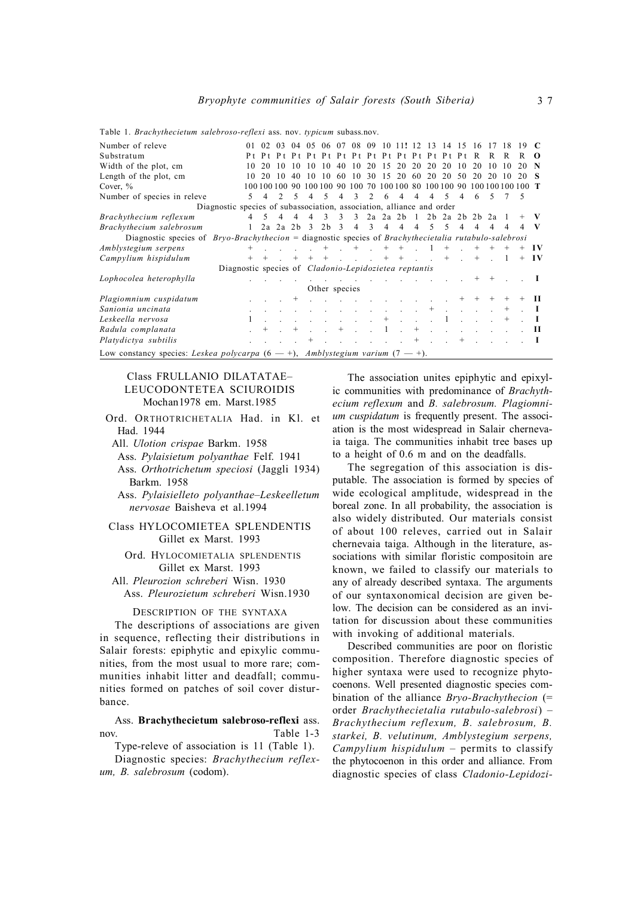Table 1. *Brachythecietum salebroso-reflexi* ass. nov. *typicum* subass.nov.

| Number of releve | 01 | 02 | 03 | 04 | 05 | 06 | 07 | 08 | 09 | 10 | 11! | 12 | 13 | 14 | 15 | 16 | 17 | 18 | 19 | C |
|---|---|---|---|---|---|---|---|---|---|---|---|---|---|---|---|---|---|---|---|---|
| Substratum | Pt | Pt | Pt | Pt | Pt | Pt | Pt | Pt | Pt | Pt | Pt | Pt | Pt | Pt | Pt | R | R | R | R | O |
| Width of the plot, cm | 10 | 20 | 10 | 10 | 10 | 10 | 40 | 10 | 20 | 15 | 20 | 20 | 20 | 20 | 10 | 20 | 10 | 10 | 20 | N |
| Length of the plot, cm | 10 | 20 | 10 | 40 | 10 | 10 | 60 | 10 | 30 | 15 | 20 | 60 | 20 | 20 | 50 | 20 | 20 | 10 | 20 | S |
| Cover, % | 100 | 100 | 100 | 90 | 100 | 100 | 90 | 100 | 70 | 100 | 100 | 80 | 100 | 100 | 90 | 100 | 100 | 100 | 100 | T |
| Number of species in releve | 5 | 4 | 2 | 5 | 4 | 5 | 4 | 3 | 2 | 6 | 4 | 4 | 4 | 5 | 4 | 6 | 5 | 7 | 5 | |
| Diagnostic species of subassociation, association, alliance and order | | | | | | | | | | | | | | | | | | | | |
| *Brachythecium reflexum* | 4 | 5 | 4 | 4 | 4 | 3 | 3 | 3 | 2a | 2a | 2b | 1 | 2b | 2a | 2b | 2b | 2a | 1 | + | V |
| *Brachythecium salebrosum* | 1 | 2a | 2a | 2b | 3 | 2b | 3 | 4 | 3 | 4 | 4 | 4 | 5 | 5 | 4 | 4 | 4 | 4 | 4 | V |
| Diagnostic species of *Bryo-Brachythecion* = diagnostic species of *Brachythecietalia rutabulo-salebrosi* | | | | | | | | | | | | | | | | | | | | |
| *Amblystegium serpens* | + | . | . | . | . | + | . | + | . | + | + | . | 1 | + | . | + | + | + | + | IV |
| *Campylium hispidulum* | + | + | . | + | + | + | . | . | . | + | + | . | . | + | . | + | . | 1 | + | IV |
| Diagnostic species of *Cladonio-Lepidozietea reptantis* | | | | | | | | | | | | | | | | | | | | |
| *Lophocolea heterophylla* | . | . | . | . | . | . | . | . | . | . | . | . | . | . | . | + | + | . | . | I |
| Other species | | | | | | | | | | | | | | | | | | | | |
| *Plagiomnium cuspidatum* | . | . | . | + | . | . | . | . | . | . | . | . | . | . | + | + | + | + | + | II |
| *Sanionia uncinata* | . | . | . | . | . | . | . | . | . | . | . | . | + | . | . | . | . | + | . | I |
| *Leskeella nervosa* | 1 | . | . | . | . | . | . | . | . | + | . | . | . | 1 | . | . | . | + | . | I |
| *Radula complanata* | . | + | . | + | . | . | + | . | . | 1 | . | + | . | . | . | . | . | . | . | II |
| *Platydictya subtilis* | . | . | . | . | + | . | . | . | . | . | . | + | . | . | + | . | . | . | . | I |

Low constancy species: *Leskea polycarpa* (6 — +), *Amblystegium varium* (7 — +).

Class FRULLANIO DILATATAE–LEUCODONTETEA SCIUROIDIS Mochan1978 em. Marst.1985

- Ord. ORTHOTRICHETALIA Had. in Kl. et Had. 1944
  - All. *Ulotion crispae* Barkm. 1958
    - Ass. *Pylaisietum polyanthae* Felf. 1941
    - Ass. *Orthotrichetum speciosi* (Jaggli 1934) Barkm. 1958
    - Ass. *Pylaisielleto polyanthae–Leskeelletum nervosae* Baisheva et al.1994

Class HYLOCOMIETEA SPLENDENTIS Gillet ex Marst. 1993

- Ord. HYLOCOMIETALIA SPLENDENTIS Gillet ex Marst. 1993
  - All. *Pleurozion schreberi* Wisn. 1930
    - Ass. *Pleurozietum schreberi* Wisn.1930

## DESCRIPTION OF THE SYNTAXA

The descriptions of associations are given in sequence, reflecting their distributions in Salair forests: epiphytic and epixylic communities, from the most usual to more rare; communities inhabit litter and deadfall; communities formed on patches of soil cover disturbance.

Ass. **Brachythecietum salebroso-reflexi** ass. nov. Table 1-3

Type-releve of association is 11 (Table 1).

Diagnostic species: *Brachythecium reflexum, B. salebrosum* (codom).

The association unites epiphytic and epixylic communities with predominance of *Brachythecium reflexum* and *B. salebrosum. Plagiomnium cuspidatum* is frequently present. The association is the most widespread in Salair chernevaia taiga. The communities inhabit tree bases up to a height of 0.6 m and on the deadfalls.

The segregation of this association is disputable. The association is formed by species of wide ecological amplitude, widespread in the boreal zone. In all probability, the association is also widely distributed. Our materials consist of about 100 releves, carried out in Salair chernevaia taiga. Although in the literature, associations with similar floristic compositoin are known, we failed to classify our materials to any of already described syntaxa. The arguments of our syntaxonomical decision are given below. The decision can be considered as an invitation for discussion about these communities with invoking of additional materials.

Described communities are poor on floristic composition. Therefore diagnostic species of higher syntaxa were used to recognize phytocoenons. Well presented diagnostic species combination of the alliance *Bryo-Brachythecion* (= order *Brachythecietalia rutabulo-salebrosi*) – *Brachythecium reflexum, B. salebrosum, B. starkei, B. velutinum, Amblystegium serpens, Campylium hispidulum* – permits to classify the phytocoenon in this order and alliance. From diagnostic species of class *Cladonio-Lepidozi-*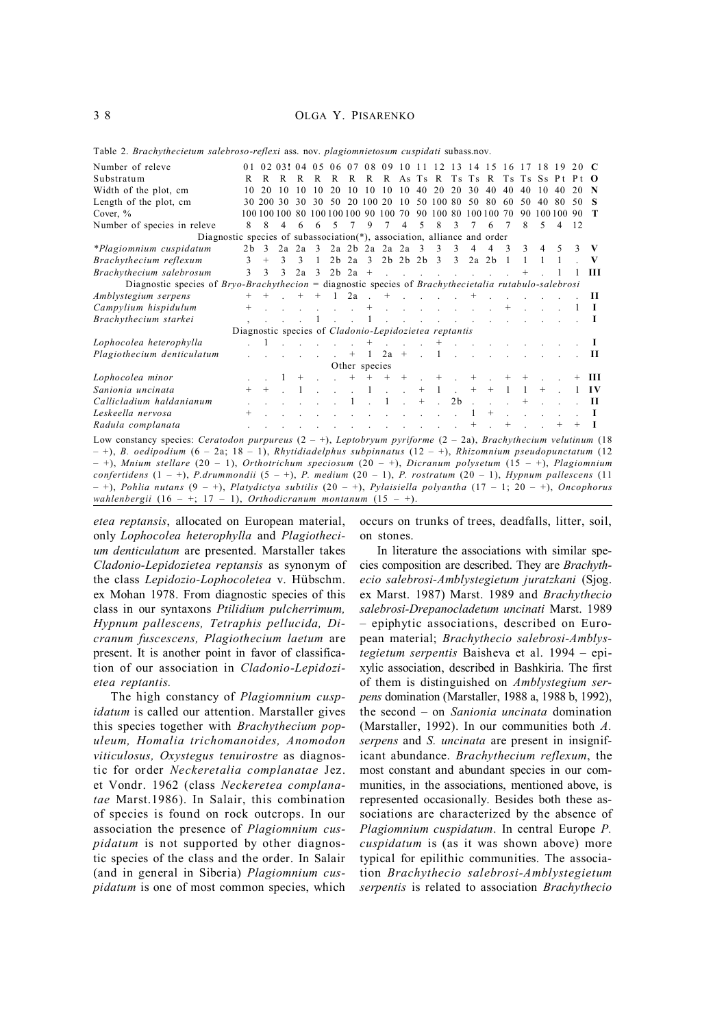Table 2. *Brachythecietum salebroso-reflexi* ass. nov. *plagiomnietosum cuspidati* subass.nov.

| Number of releve | 01 | 02 | 03! | 04 | 05 | 06 | 07 | 08 | 09 | 10 | 11 | 12 | 13 | 14 | 15 | 16 | 17 | 18 | 19 | 20 | C |
|---|---|---|---|---|---|---|---|---|---|---|---|---|---|---|---|---|---|---|---|---|---|
| Substratum | R | R | R | R | R | R | R | R | R | As | Ts | R | Ts | Ts | R | Ts | Ts | Ss | Pt | Pt | O |
| Width of the plot, cm | 10 | 20 | 10 | 10 | 10 | 20 | 10 | 10 | 10 | 10 | 40 | 20 | 20 | 30 | 40 | 40 | 40 | 10 | 40 | 20 | N |
| Length of the plot, cm | 30 | 200 | 30 | 30 | 30 | 50 | 20 | 100 | 20 | 10 | 50 | 100 | 80 | 50 | 80 | 60 | 50 | 40 | 80 | 50 | S |
| Cover, % | 100 | 100 | 100 | 80 | 100 | 100 | 100 | 90 | 100 | 70 | 90 | 100 | 80 | 100 | 100 | 70 | 90 | 100 | 100 | 90 | T |
| Number of species in releve | 8 | 8 | 4 | 6 | 6 | 5 | 7 | 9 | 7 | 4 | 5 | 8 | 3 | 7 | 6 | 7 | 8 | 5 | 4 | 12 | |
| Diagnostic species of subassociation(*), association, alliance and order | | | | | | | | | | | | | | | | | | | | | |
| **Plagiomnium cuspidatum* | 2b | 3 | 2a | 2a | 3 | 2a | 2b | 2a | 2a | 2a | 3 | 3 | 3 | 4 | 4 | 3 | 3 | 4 | 5 | 3 | **V** |
| *Brachythecium reflexum* | 3 | + | 3 | 3 | 1 | 2b | 2a | 3 | 2b | 2b | 2b | 3 | 3 | 2a | 2b | 1 | 1 | 1 | 1 | . | **V** |
| *Brachythecium salebrosum* | 3 | 3 | 3 | 2a | 3 | 2b | 2a | + | . | . | . | . | . | . | . | . | + | . | 1 | 1 | **III** |
| Diagnostic species of *Bryo-Brachythecion* = diagnostic species of *Brachythecietalia rutabulo-salebrosi* | | | | | | | | | | | | | | | | | | | | | |
| *Amblystegium serpens* | + | + | . | + | + | 1 | 2a | . | + | . | . | . | . | + | . | . | . | . | . | . | **II** |
| *Campylium hispidulum* | + | . | . | . | . | . | . | . | . | . | . | . | . | . | . | + | . | . | . | 1 | **I** |
| *Brachythecium starkei* | . | . | . | . | 1 | . | . | 1 | . | . | . | . | . | . | . | . | . | . | . | . | **I** |
| Diagnostic species of *Cladonio-Lepidozietea reptantis* | | | | | | | | | | | | | | | | | | | | | |
| *Lophocolea heterophylla* | . | 1 | . | . | . | . | . | + | . | . | . | + | . | . | . | . | . | . | . | . | **I** |
| *Plagiothecium denticulatum* | . | . | . | . | . | . | + | 1 | 2a | + | . | 1 | . | . | . | . | . | . | . | . | **II** |
| Other species | | | | | | | | | | | | | | | | | | | | | |
| *Lophocolea minor* | . | . | 1 | + | . | . | + | + | + | + | . | + | . | + | . | + | + | . | . | + | **III** |
| *Sanionia uncinata* | + | + | . | 1 | . | . | . | 1 | . | . | + | 1 | . | + | + | 1 | 1 | + | . | 1 | **IV** |
| *Callicladium haldanianum* | . | . | . | . | . | . | 1 | . | 1 | . | + | . | 2b | . | . | . | + | . | . | . | **II** |
| *Leskeella nervosa* | + | . | . | . | . | . | . | . | . | . | . | . | . | 1 | + | . | . | . | . | . | **I** |
| *Radula complanata* | . | . | . | . | . | . | . | . | . | . | . | . | . | + | . | + | . | . | + | + | **I** |

Low constancy species: *Ceratodon purpureus* (2 – +), *Leptobryum pyriforme* (2 – 2a), *Brachythecium velutinum* (18 – +), *B. oedipodium* (6 – 2a; 18 – 1), *Rhytidiadelphus subpinnatus* (12 – +), *Rhizomnium pseudopunctatum* (12 – +), *Mnium stellare* (20 – 1), *Orthotrichum speciosum* (20 – +), *Dicranum polysetum* (15 – +), *Plagiomnium confertidens* (1 – +), *P.drummondii* (5 – +), *P. medium* (20 – 1), *P. rostratum* (20 – 1), *Hypnum pallescens* (11 – +), *Pohlia nutans* (9 – +), *Platydictya subtilis* (20 – +), *Pylaisiella polyantha* (17 – 1; 20 – +), *Oncophorus wahlenbergii* (16 – +; 17 – 1), *Orthodicranum montanum* (15 – +).

*etea reptansis*, allocated on European material, only *Lophocolea heterophylla* and *Plagiothecium denticulatum* are presented. Marstaller takes *Cladonio-Lepidozietea reptansis* as synonym of the class *Lepidozio-Lophocoletea* v. Hübschm. ex Mohan 1978. From diagnostic species of this class in our syntaxons *Ptilidium pulcherrimum, Hypnum pallescens, Tetraphis pellucida, Dicranum fuscescens, Plagiothecium laetum* are present. It is another point in favor of classification of our association in *Cladonio-Lepidozietea reptantis.*

The high constancy of *Plagiomnium cuspidatum* is called our attention. Marstaller gives this species together with *Brachythecium populeum, Homalia trichomanoides, Anomodon viticulosus, Oxystegus tenuirostre* as diagnostic for order *Neckeretalia complanatae* Jez. et Vondr. 1962 (class *Neckeretea complanatae* Marst.1986). In Salair, this combination of species is found on rock outcrops. In our association the presence of *Plagiomnium cuspidatum* is not supported by other diagnostic species of the class and the order. In Salair (and in general in Siberia) *Plagiomnium cuspidatum* is one of most common species, which occurs on trunks of trees, deadfalls, litter, soil, on stones.

In literature the associations with similar species composition are described. They are *Brachythecio salebrosi-Amblystegietum juratzkani* (Sjog. ex Marst. 1987) Marst. 1989 and *Brachythecio salebrosi-Drepanocladetum uncinati* Marst. 1989 – epiphytic associations, described on European material; *Brachythecio salebrosi-Amblystegietum serpentis* Baisheva et al. 1994 – epixylic association, described in Bashkiria. The first of them is distinguished on *Amblystegium serpens* domination (Marstaller, 1988 a, 1988 b, 1992), the second – on *Sanionia uncinata* domination (Marstaller, 1992). In our communities both *A. serpens* and *S. uncinata* are present in insignificant abundance. *Brachythecium reflexum*, the most constant and abundant species in our communities, in the associations, mentioned above, is represented occasionally. Besides both these associations are characterized by the absence of *Plagiomnium cuspidatum*. In central Europe *P. cuspidatum* is (as it was shown above) more typical for epilithic communities. The association *Brachythecio salebrosi-Amblystegietum serpentis* is related to association *Brachythecio*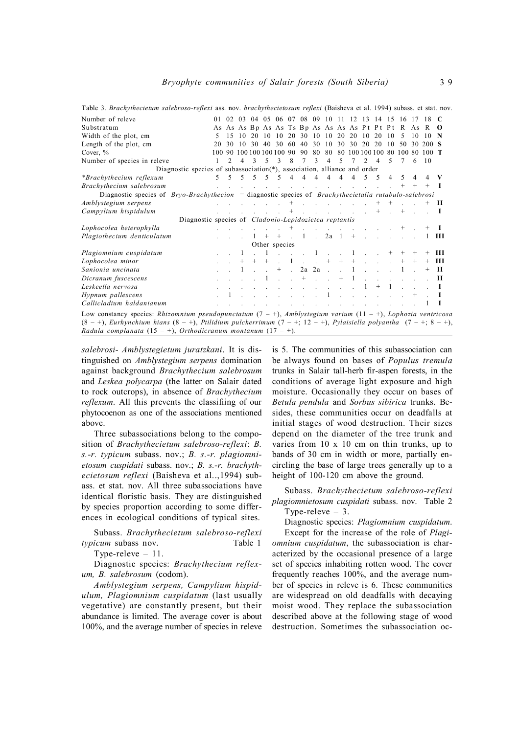Table 3. *Brachythecietum salebroso-reflexi* ass. nov. *brachythecietosum reflexi* (Baisheva et al. 1994) subass. et stat. nov.

| Number of releve | 01 | 02 | 03 | 04 | 05 | 06 | 07 | 08 | 09 | 10 | 11 | 12 | 13 | 14 | 15 | 16 | 17 | 18 | CONST |
|---|---|---|---|---|---|---|---|---|---|---|---|---|---|---|---|---|---|---|---|
| Substratum | As | As | As | Bp | As | As | Ts | Bp | As | As | As | As | Pt | Pt | Pt | R | As | R | |
| Width of the plot, cm | 5 | 15 | 10 | 20 | 10 | 10 | 20 | 30 | 10 | 10 | 20 | 20 | 10 | 20 | 10 | 5 | 10 | 10 | |
| Length of the plot, cm | 20 | 30 | 10 | 30 | 40 | 30 | 60 | 40 | 30 | 10 | 30 | 30 | 20 | 20 | 10 | 50 | 30 | 200 | |
| Cover, % | 100 | 90 | 100 | 100 | 100 | 100 | 90 | 90 | 80 | 80 | 80 | 100 | 100 | 100 | 80 | 100 | 80 | 100 | |
| Number of species in releve | 1 | 2 | 4 | 3 | 5 | 3 | 8 | 7 | 3 | 4 | 5 | 7 | 2 | 4 | 5 | 7 | 6 | 10 | |
| Diagnostic species of subassociation(*), association, alliance and order | | | | | | | | | | | | | | | | | | | |
| **Brachythecium reflexum* | 5 | 5 | 5 | 5 | 5 | 5 | 4 | 4 | 4 | 4 | 4 | 4 | 5 | 5 | 4 | 5 | 4 | 4 | V |
| *Brachythecium salebrosum* | . | . | . | . | . | . | . | . | . | . | . | . | . | . | . | + | + | + | I |
| Diagnostic species of *Bryo-Brachythecion* = diagnostic species of *Brachythecietalia rutabulo-salebrosi* | | | | | | | | | | | | | | | | | | | |
| *Amblystegium serpens* | . | . | . | . | . | . | + | . | . | . | . | . | . | + | + | . | . | + | II |
| *Campylium hispidulum* | . | . | . | . | . | . | + | . | . | . | . | . | . | + | . | + | . | . | I |
| Diagnostic species of *Cladonio-Lepidozietea reptantis* | | | | | | | | | | | | | | | | | | | |
| *Lophocolea heterophylla* | . | . | . | . | . | . | + | . | . | . | . | . | . | . | . | + | . | + | I |
| *Plagiothecium denticulatum* | . | . | . | 1 | + | + | . | 1 | . | 2a | 1 | + | . | . | . | . | . | 1 | III |
| Other species | | | | | | | | | | | | | | | | | | | |
| *Plagiomnium cuspidatum* | . | . | 1 | . | 1 | . | . | . | 1 | . | . | 1 | . | . | + | + | + | + | III |
| *Lophocolea minor* | . | . | + | + | + | . | 1 | . | . | + | + | + | . | . | . | + | + | + | III |
| *Sanionia uncinata* | . | . | 1 | . | . | + | . | 2a | 2a | . | . | 1 | . | . | . | 1 | . | + | II |
| *Dicranum fuscescens* | . | . | . | . | 1 | . | . | + | . | . | + | 1 | . | . | . | . | . | . | II |
| *Leskeella nervosa* | . | . | . | . | . | . | . | . | . | . | . | . | 1 | + | 1 | . | . | . | I |
| *Hypnum pallescens* | . | 1 | . | . | . | . | . | . | . | 1 | . | . | . | . | . | . | + | . | I |
| *Callicladium haldanianum* | . | . | . | . | . | . | . | . | . | . | . | . | . | . | . | . | . | 1 | I |

Low constancy species: *Rhizomnium pseudopunctatum* (7 – +), *Amblystegium varium* (11 – +), *Lophozia ventricosa* (8 – +), *Eurhynchium hians* (8 – +), *Ptilidium pulcherrimum* (7 – +; 12 – +), *Pylaisiella polyantha* (7 – +; 8 – +), *Radula complanata* (15 – +), *Orthodicranum montanum* (17 – +).

*salebrosi- Amblystegietum juratzkani*. It is distinguished on *Amblystegium serpens* domination against background *Brachythecium salebrosum* and *Leskea polycarpa* (the latter on Salair dated to rock outcrops), in absence of *Brachythecium reflexum*. All this prevents the classifiing of our phytocoenon as one of the associations mentioned above.

Three subassociations belong to the composition of *Brachythecietum salebroso-reflexi*: *B. s.-r. typicum* subass. nov.; *B. s.-r. plagiomnietosum cuspidati* subass. nov.; *B. s.-r. brachythecietosum reflexi* (Baisheva et al..,1994) subass. et stat. nov. All three subassociations have identical floristic basis. They are distinguished by species proportion according to some differences in ecological conditions of typical sites.

Subass. *Brachythecietum salebroso-reflexi typicum* subass nov. Table 1

Type-releve – 11.

Diagnostic species: *Brachythecium reflexum, B. salebrosum* (codom).

*Amblystegium serpens, Campylium hispidulum, Plagiomnium cuspidatum* (last usually vegetative) are constantly present, but their abundance is limited. The average cover is about 100%, and the average number of species in releve is 5. The communities of this subassociation can be always found on bases of *Populus tremula* trunks in Salair tall-herb fir-aspen forests, in the conditions of average light exposure and high moisture. Occasionally they occur on bases of *Betula pendula* and *Sorbus sibirica* trunks. Besides, these communities occur on deadfalls at initial stages of wood destruction. Their sizes depend on the diameter of the tree trunk and varies from 10 x 10 cm on thin trunks, up to bands of 30 cm in width or more, partially encircling the base of large trees generally up to a height of 100-120 cm above the ground.

Subass. *Brachythecietum salebroso-reflexi plagiomnietosum cuspidati* subass. nov. Table 2

Type-releve – 3.

Diagnostic species: *Plagiomnium cuspidatum*.

Except for the increase of the role of *Plagiomnium cuspidatum*, the subassociation is characterized by the occasional presence of a large set of species inhabiting rotten wood. The cover frequently reaches 100%, and the average number of species in releve is 6. These communities are widespread on old deadfalls with decaying moist wood. They replace the subassociation described above at the following stage of wood destruction. Sometimes the subassociation oc-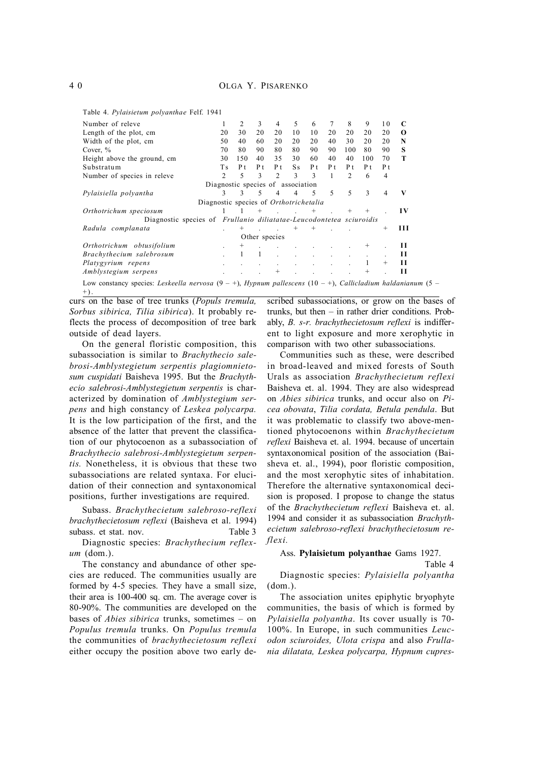Table 4. *Pylaisietum polyanthae* Felf. 1941

| Number of releve | 1 | 2 | 3 | 4 | 5 | 6 | 7 | 8 | 9 | 10 | C O N S T |
|---|---|---|---|---|---|---|---|---|---|---|---|
| Length of the plot, cm | 20 | 30 | 20 | 20 | 10 | 10 | 20 | 20 | 20 | 20 | |
| Width of the plot, cm | 50 | 40 | 60 | 20 | 20 | 20 | 40 | 30 | 20 | 20 | |
| Cover, % | 70 | 80 | 90 | 80 | 80 | 90 | 90 | 100 | 80 | 90 | |
| Height above the ground, cm | 30 | 150 | 40 | 35 | 30 | 60 | 40 | 40 | 100 | 70 | |
| Substratum | Ts | Pt | Pt | Pt | Ss | Pt | Pt | Pt | Pt | Pt | |
| Number of species in releve | 2 | 5 | 3 | 2 | 3 | 3 | 1 | 2 | 6 | 4 | |
| Diagnostic species of association | | | | | | | | | | | |
| *Pylaisiella polyantha* | 3 | 3 | 5 | 4 | 4 | 5 | 5 | 5 | 3 | 4 | V |
| Diagnostic species of *Orthotrichetalia* | | | | | | | | | | | |
| *Orthotrichum speciosum* | 1 | 1 | + | . | . | + | . | + | + | . | IV |
| Diagnostic species of *Frullanio diliatatae-Leucodontetea sciuroidis* | | | | | | | | | | | |
| *Radula complanata* | . | + | . | . | + | + | . | . | | + | III |
| Other species | | | | | | | | | | | |
| *Orthotrichum obtusifolium* | . | + | . | . | . | . | . | . | + | . | II |
| *Brachythecium salebrosum* | . | 1 | 1 | . | . | . | . | . | . | . | II |
| *Platygyrium repens* | . | . | . | . | . | . | . | . | 1 | + | II |
| *Amblystegium serpens* | . | . | . | + | . | . | . | . | + | . | II |

Low constancy species: *Leskeella nervosa* (9 – +), *Hypnum pallescens* (10 – +), *Callicladium haldanianum* (5 – +).

curs on the base of tree trunks (*Populs tremula, Sorbus sibirica, Tilia sibirica*). It probably reflects the process of decomposition of tree bark outside of dead layers.

On the general floristic composition, this subassociation is similar to *Brachythecio salebrosi-Amblystegietum serpentis plagiomnietosum cuspidati* Baisheva 1995. But the *Brachythecio salebrosi-Amblystegietum serpentis* is characterized by domination of *Amblystegium serpens* and high constancy of *Leskea polycarpa.* It is the low participation of the first, and the absence of the latter that prevent the classification of our phytocoenon as a subassociation of *Brachythecio salebrosi-Amblystegietum serpentis.* Nonetheless, it is obvious that these two subassociations are related syntaxa. For elucidation of their connection and syntaxonomical positions, further investigations are required.

Subass. *Brachythecietum salebroso-reflexi brachythecietosum reflexi* (Baisheva et al. 1994) subass. et stat. nov. Table 3

Diagnostic species: *Brachythecium reflexum* (dom.).

The constancy and abundance of other species are reduced. The communities usually are formed by 4-5 species. They have a small size, their area is 100-400 sq. cm. The average cover is 80-90%. The communities are developed on the bases of *Abies sibirica* trunks, sometimes – on *Populus tremula* trunks. On *Populus tremula* the communities of *brachythecietosum reflexi* either occupy the position above two early described subassociations, or grow on the bases of trunks, but then – in rather drier conditions. Probably, *B. s-r. brachythecietosum reflexi* is indifferent to light exposure and more xerophytic in comparison with two other subassociations.

Communities such as these, were described in broad-leaved and mixed forests of South Urals as association *Brachythecietum reflexi* Baisheva et. al. 1994. They are also widespread on *Abies sibirica* trunks, and occur also on *Picea obovata*, *Tilia cordata, Betula pendula*. But it was problematic to classify two above-mentioned phytocoenons within *Brachythecietum reflexi* Baisheva et. al. 1994. because of uncertain syntaxonomical position of the association (Baisheva et. al., 1994), poor floristic composition, and the most xerophytic sites of inhabitation. Therefore the alternative syntaxonomical decision is proposed. I propose to change the status of the *Brachythecietum reflexi* Baisheva et. al. 1994 and consider it as subassociation *Brachythecietum salebroso-reflexi brachythecietosum reflexi.*

Ass. **Pylaisietum polyanthae** Gams 1927. Table 4

Diagnostic species: *Pylaisiella polyantha* (dom.).

The association unites epiphytic bryophyte communities, the basis of which is formed by *Pylaisiella polyantha*. Its cover usually is 70-100%. In Europe, in such communities *Leucodon sciuroides, Ulota crispa* and also *Frullania dilatata, Leskea polycarpa, Hypnum cupres-*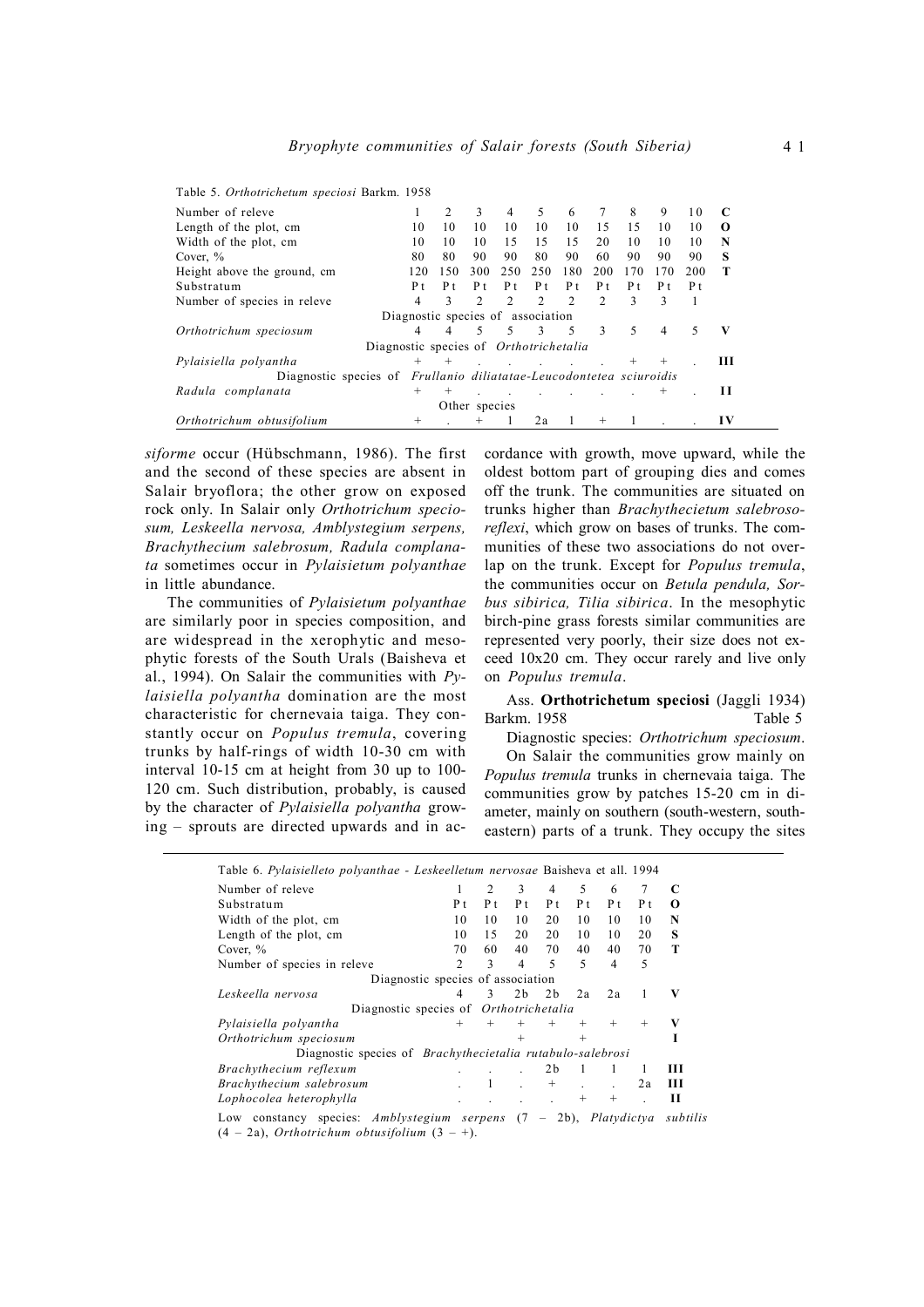Table 5. *Orthotrichetum speciosi* Barkm. 1958

| Number of releve | 1 | 2 | 3 | 4 | 5 | 6 | 7 | 8 | 9 | 10 | CONST |
|---|---|---|---|---|---|---|---|---|---|---|---|
| Length of the plot, cm | 10 | 10 | 10 | 10 | 10 | 10 | 15 | 15 | 10 | 10 | |
| Width of the plot, cm | 10 | 10 | 10 | 15 | 15 | 15 | 20 | 10 | 10 | 10 | |
| Cover, % | 80 | 80 | 90 | 90 | 80 | 90 | 60 | 90 | 90 | 90 | |
| Height above the ground, cm | 120 | 150 | 300 | 250 | 250 | 180 | 200 | 170 | 170 | 200 | |
| Substratum | Pt | Pt | Pt | Pt | Pt | Pt | Pt | Pt | Pt | Pt | |
| Number of species in releve | 4 | 3 | 2 | 2 | 2 | 2 | 2 | 3 | 3 | 1 | |
| Diagnostic species of association | | | | | | | | | | | |
| *Orthotrichum speciosum* | 4 | 4 | 5 | 5 | 3 | 5 | 3 | 5 | 4 | 5 | V |
| Diagnostic species of *Orthotrichetalia* | | | | | | | | | | | |
| *Pylaisiella polyantha* | + | + | . | . | . | . | . | + | + | . | III |
| Diagnostic species of *Frullanio diliatatae-Leucodontetea sciuroidis* | | | | | | | | | | | |
| *Radula complanata* | + | + | . | . | . | . | . | . | + | . | II |
| Other species | | | | | | | | | | | |
| *Orthotrichum obtusifolium* | + | . | + | 1 | 2a | 1 | + | 1 | . | . | IV |

*siforme* occur (Hübschmann, 1986). The first and the second of these species are absent in Salair bryoflora; the other grow on exposed rock only. In Salair only *Orthotrichum speciosum, Leskeella nervosa, Amblystegium serpens, Brachythecium salebrosum, Radula complanata* sometimes occur in *Pylaisietum polyanthae* in little abundance.

The communities of *Pylaisietum polyanthae* are similarly poor in species composition, and are widespread in the xerophytic and mesophytic forests of the South Urals (Baisheva et al., 1994). On Salair the communities with *Pylaisiella polyantha* domination are the most characteristic for chernevaia taiga. They constantly occur on *Populus tremula*, covering trunks by half-rings of width 10-30 cm with interval 10-15 cm at height from 30 up to 100-120 cm. Such distribution, probably, is caused by the character of *Pylaisiella polyantha* growing – sprouts are directed upwards and in accordance with growth, move upward, while the oldest bottom part of grouping dies and comes off the trunk. The communities are situated on trunks higher than *Brachythecietum salebroso-reflexi*, which grow on bases of trunks. The communities of these two associations do not overlap on the trunk. Except for *Populus tremula*, the communities occur on *Betula pendula, Sorbus sibirica, Tilia sibirica*. In the mesophytic birch-pine grass forests similar communities are represented very poorly, their size does not exceed 10x20 cm. They occur rarely and live only on *Populus tremula*.

Ass. **Orthotrichetum speciosi** (Jaggli 1934) Barkm. 1958 Table 5

Diagnostic species: *Orthotrichum speciosum*.

On Salair the communities grow mainly on *Populus tremula* trunks in chernevaia taiga. The communities grow by patches 15-20 cm in diameter, mainly on southern (south-western, south-eastern) parts of a trunk. They occupy the sites

Table 6. *Pylaisielleto polyanthae - Leskeelletum nervosae* Baisheva et all. 1994

| Number of releve | 1 | 2 | 3 | 4 | 5 | 6 | 7 | CONST |
|---|---|---|---|---|---|---|---|---|
| Substratum | Pt | Pt | Pt | Pt | Pt | Pt | Pt | |
| Width of the plot, cm | 10 | 10 | 10 | 20 | 10 | 10 | 10 | |
| Length of the plot, cm | 10 | 15 | 20 | 20 | 10 | 10 | 20 | |
| Cover, % | 70 | 60 | 40 | 70 | 40 | 40 | 70 | |
| Number of species in releve | 2 | 3 | 4 | 5 | 5 | 4 | 5 | |
| Diagnostic species of association | | | | | | | | |
| *Leskeella nervosa* | 4 | 3 | 2b | 2b | 2a | 2a | 1 | V |
| Diagnostic species of *Orthotrichetalia* | | | | | | | | |
| *Pylaisiella polyantha* | + | + | + | + | + | + | + | V |
| *Orthotrichum speciosum* | | | + | | + | | | I |
| Diagnostic species of *Brachythecietalia rutabulo-salebrosi* | | | | | | | | |
| *Brachythecium reflexum* | . | . | . | 2b | 1 | 1 | 1 | III |
| *Brachythecium salebrosum* | . | 1 | . | + | . | . | 2a | III |
| *Lophocolea heterophylla* | . | . | . | . | + | + | . | II |

Low constancy species: *Amblystegium serpens* (7 – 2b), *Platydictya subtilis* (4 – 2a), *Orthotrichum obtusifolium* (3 – +).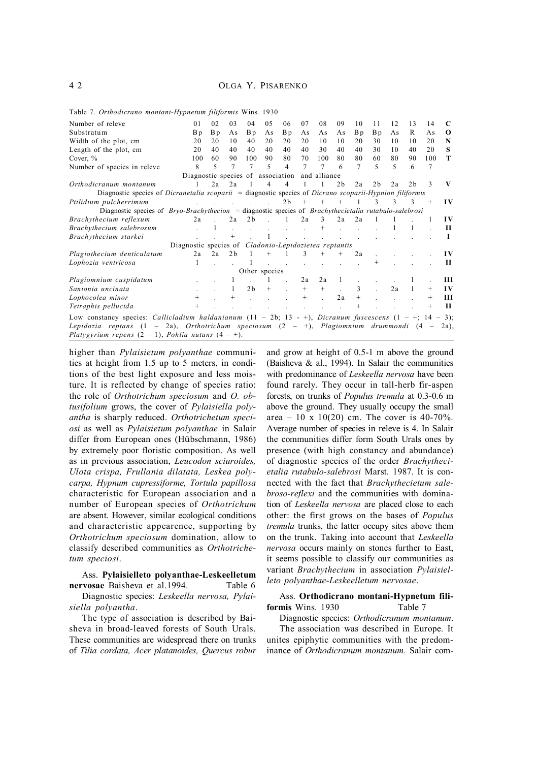Table 7. *Orthodicrano montani-Hypnetum filiformis* Wins. 1930

| Number of releve | 01 | 02 | 03 | 04 | 05 | 06 | 07 | 08 | 09 | 10 | 11 | 12 | 13 | 14 | C |
|---|---|---|---|---|---|---|---|---|---|---|---|---|---|---|---|
| Substratum | Bp | Bp | As | Bp | As | Bp | As | As | As | Bp | Bp | As | R | As | O |
| Width of the plot, cm | 20 | 20 | 10 | 40 | 20 | 20 | 20 | 10 | 10 | 20 | 30 | 10 | 10 | 20 | N |
| Length of the plot, cm | 20 | 40 | 40 | 40 | 40 | 40 | 40 | 30 | 40 | 40 | 30 | 10 | 40 | 20 | S |
| Cover, % | 100 | 60 | 90 | 100 | 90 | 80 | 70 | 100 | 80 | 80 | 60 | 80 | 90 | 100 | T |
| Number of species in releve | 8 | 5 | 7 | 7 | 5 | 4 | 7 | 7 | 6 | 7 | 5 | 5 | 6 | 7 | |
| Diagnostic species of association and alliance | | | | | | | | | | | | | | | |
| *Orthodicranum montanum* | 1 | 2a | 2a | 1 | 4 | 4 | 1 | 1 | 2b | 2a | 2b | 2a | 2b | 3 | V |
| Diagnostic species of *Dicranetalia scoparii* = diagnostic species of *Dicrano scoparii-Hypnion filiformis* | | | | | | | | | | | | | | | |
| *Ptilidium pulcherrimum* | . | . | . | . | . | 2b | + | + | + | 1 | 3 | 3 | 3 | + | IV |
| Diagnostic species of *Bryo-Brachythecion* = diagnostic species of *Brachythecietalia rutabulo-salebrosi* | | | | | | | | | | | | | | | |
| *Brachythecium reflexum* | 2a | . | 2a | 2b | . | 1 | 2a | 3 | 2a | 2a | 1 | 1 | . | 1 | IV |
| *Brachythecium salebrosum* | . | 1 | . | . | . | . | . | + | . | . | . | 1 | 1 | . | II |
| *Brachythecium starkei* | . | . | + | . | 1 | . | . | . | . | . | . | . | . | . | I |
| Diagnostic species of *Cladonio-Lepidozietea reptantis* | | | | | | | | | | | | | | | |
| *Plagiothecium denticulatum* | 2a | 2a | 2b | 1 | + | 1 | 3 | + | + | 2a | . | . | . | . | IV |
| *Lophozia ventricosa* | 1 | . | . | 1 | . | . | . | . | . | . | + | . | . | . | II |
| Other species | | | | | | | | | | | | | | | |
| *Plagiomnium cuspidatum* | . | . | 1 | . | 1 | . | 2a | 2a | 1 | . | . | . | 1 | . | III |
| *Sanionia uncinata* | . | . | 1 | 2b | + | . | + | + | . | 3 | . | 2a | 1 | + | IV |
| *Lophocolea minor* | + | . | + | . | . | . | + | . | 2a | + | . | . | . | + | III |
| *Tetraphis pellucida* | + | . | . | . | . | . | . | . | . | + | . | . | . | + | II |

Low constancy species: *Callicladium haldanianum* (11 – 2b; 13 - +), *Dicranum fuscescens* (1 – +; 14 – 3); *Lepidozia reptans* (1 – 2a), *Orthotrichum speciosum* (2 – +), *Plagiomnium drummondi* (4 – 2a), *Platygyrium repens* (2 – 1), *Pohlia nutans* (4 – +).

higher than *Pylaisietum polyanthae* communities at height from 1.5 up to 5 meters, in conditions of the best light exposure and less moisture. It is reflected by change of species ratio: the role of *Orthotrichum speciosum* and *O. obtusifolium* grows, the cover of *Pylaisiella polyantha* is sharply reduced. *Orthotrichetum speciosi* as well as *Pylaisietum polyanthae* in Salair differ from European ones (Hübschmann, 1986) by extremely poor floristic composition. As well as in previous association, *Leucodon sciuroides, Ulota crispa, Frullania dilatata, Leskea polycarpa, Hypnum cupressiforme, Tortula papillosa* characteristic for European association and a number of European species of *Orthotrichum* are absent. However, similar ecological conditions and characteristic appearence, supporting by *Orthotrichum speciosum* domination, allow to classify described communities as *Orthotrichetum speciosi*.

Ass. **Pylaisielleto polyanthae-Leskeelletum nervosae** Baisheva et al.1994. Table 6

Diagnostic species: *Leskeella nervosa, Pylaisiella polyantha*.

The type of association is described by Baisheva in broad-leaved forests of South Urals. These communities are widespread there on trunks of *Tilia cordata, Acer platanoides, Quercus robur* and grow at height of 0.5-1 m above the ground (Baisheva & al., 1994). In Salair the communities with predominance of *Leskeella nervosa* have been found rarely. They occur in tall-herb fir-aspen forests, on trunks of *Populus tremula* at 0.3-0.6 m above the ground. They usually occupy the small area – 10 x 10(20) cm. The cover is 40-70%. Average number of species in releve is 4. In Salair the communities differ form South Urals ones by presence (with high constancy and abundance) of diagnostic species of the order *Brachythecietalia rutabulo-salebrosi* Marst. 1987. It is connected with the fact that *Brachythecietum salebroso-reflexi* and the communities with domination of *Leskeella nervosa* are placed close to each other: the first grows on the bases of *Populus tremula* trunks, the latter occupy sites above them on the trunk. Taking into account that *Leskeella nervosa* occurs mainly on stones further to East, it seems possible to classify our communities as variant *Brachythecium* in association *Pylaisielleto polyanthae-Leskeelletum nervosae*.

Ass. **Orthodicrano montani-Hypnetum filiformis** Wins. 1930 Table 7

Diagnostic species: *Orthodicranum montanum*.

The association was described in Europe. It unites epiphytic communities with the predominance of *Orthodicranum montanum.* Salair com-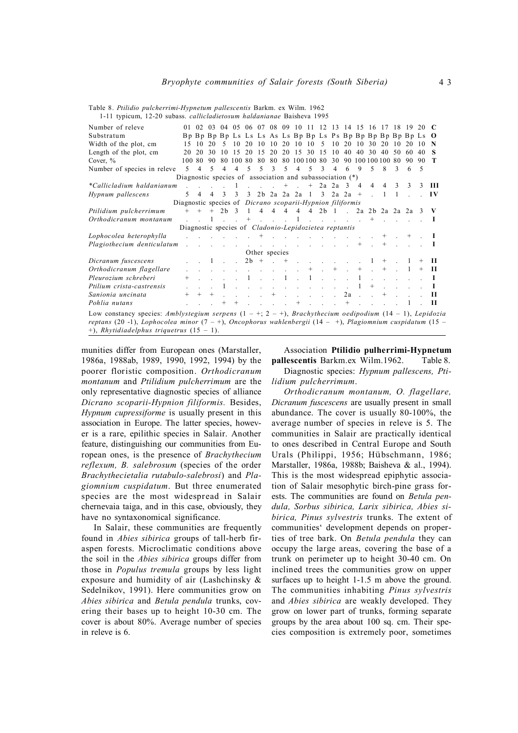Table 8. *Ptilidio pulcherrimi-Hypnetum pallescentis* Barkm. ex Wilm. 1962
1-11 typicum, 12-20 subass. *callicladietosum haldanianae* Baisheva 1995

| Number of releve | 01 | 02 | 03 | 04 | 05 | 06 | 07 | 08 | 09 | 10 | 11 | 12 | 13 | 14 | 15 | 16 | 17 | 18 | 19 | 20 | C |
|---|---|---|---|---|---|---|---|---|---|---|---|---|---|---|---|---|---|---|---|---|---|
| Substratum | Bp | Bp | Bp | Bp | Ls | Ls | Ls | As | Ls | Bp | Bp | Ls | Ps | Bp | Bp | Bp | Bp | Bp | Bp | Ls | O |
| Width of the plot, cm | 15 | 10 | 20 | 5 | 10 | 20 | 10 | 10 | 20 | 10 | 10 | 5 | 10 | 20 | 10 | 30 | 20 | 10 | 20 | 10 | N |
| Length of the plot, cm | 20 | 20 | 30 | 10 | 15 | 20 | 15 | 20 | 20 | 15 | 30 | 15 | 10 | 40 | 40 | 30 | 40 | 50 | 60 | 40 | S |
| Cover, % | 100 | 80 | 90 | 80 | 100 | 80 | 80 | 80 | 80 | 100 | 100 | 80 | 30 | 90 | 100 | 100 | 100 | 80 | 90 | 90 | T |
| Number of species in releve | 5 | 4 | 5 | 4 | 4 | 5 | 5 | 3 | 5 | 4 | 5 | 3 | 4 | 6 | 9 | 5 | 8 | 3 | 6 | 5 | |
| Diagnostic species of association and subassociation (*) | | | | | | | | | | | | | | | | | | | | | |
| **Callicladium haldanianum* | . | . | . | . | 1 | . | . | . | + | . | + | 2a | 2a | 3 | 4 | 4 | 4 | 3 | 3 | 3 | III |
| *Hypnum pallescens* | 5 | 4 | 4 | 3 | 3 | 3 | 2b | 2a | 2a | 2a | 1 | 3 | 2a | 2a | + | . | 1 | 1 | . | . | IV |
| Diagnostic species of *Dicrano scoparii-Hypnion filiformis* | | | | | | | | | | | | | | | | | | | | | |
| *Ptilidium pulcherrimum* | + | + | + | 2b | 3 | 1 | 4 | 4 | 4 | 4 | 4 | 2b | 1 | . | 2a | 2b | 2a | 2a | 2a | 3 | V |
| *Orthodicranum montanum* | . | . | 1 | . | . | + | . | . | . | 1 | . | . | . | . | . | + | . | . | . | . | I |
| Diagnostic species of *Cladonio-Lepidozietea reptantis* | | | | | | | | | | | | | | | | | | | | | |
| *Lophocolea heterophylla* | . | . | . | . | . | . | + | . | . | . | . | . | . | . | . | . | + | . | + | . | I |
| *Plagiothecium denticulatum* | . | . | . | . | . | . | . | . | . | . | . | . | . | . | + | . | + | . | . | . | I |
| Other species | | | | | | | | | | | | | | | | | | | | | |
| *Dicranum fuscescens* | . | . | 1 | . | . | 2b | + | . | + | . | . | . | . | . | . | 1 | + | . | 1 | + | II |
| *Orthodicranum flagellare* | . | . | . | . | . | . | . | . | . | . | + | . | + | . | + | . | + | . | 1 | + | II |
| *Pleurozium schreberi* | + | . | . | . | . | 1 | . | . | 1 | . | 1 | . | . | . | 1 | . | . | . | . | . | I |
| *Ptilium crista-castrensis* | . | . | . | 1 | . | . | . | . | . | . | . | . | . | . | 1 | + | . | . | . | . | I |
| *Sanionia uncinata* | + | + | + | . | . | . | . | . | + | . | . | . | . | 2a | . | . | + | . | . | . | II |
| *Pohlia nutans* | . | . | . | + | + | . | . | . | . | + | . | . | . | + | . | . | . | . | 1 | . | II |

Low constancy species: *Amblystegium serpens* (1 – +; 2 – +), *Brachythecium oedipodium* (14 – 1), *Lepidozia reptans* (20 -1), *Lophocolea minor* (7 – +), *Oncophorus wahlenbergii* (14 – +), *Plagiomnium cuspidatum* (15 – +), *Rhytidiadelphus triquetrus* (15 – 1).

munities differ from European ones (Marstaller, 1986a, 1988ab, 1989, 1990, 1992, 1994) by the poorer floristic composition. *Orthodicranum montanum* and *Ptilidium pulcherrimum* are the only representative diagnostic species of alliance *Dicrano scoparii-Hypnion filiformis.* Besides, *Hypnum cupressiforme* is usually present in this association in Europe. The latter species, however is a rare, epilithic species in Salair. Another feature, distinguishing our communities from European ones, is the presence of *Brachythecium reflexum, B. salebrosum* (species of the order *Brachythecietalia rutabulo-salebrosi*) and *Plagiomnium cuspidatum*. But three enumerated species are the most widespread in Salair chernevaia taiga, and in this case, obviously, they have no syntaxonomical significance.

In Salair, these communities are frequently found in *Abies sibirica* groups of tall-herb fir-aspen forests. Microclimatic conditions above the soil in the *Abies sibirica* groups differ from those in *Populus tremula* groups by less light exposure and humidity of air (Lashchinsky & Sedelnikov, 1991). Here communities grow on *Abies sibirica* and *Betula pendula* trunks, covering their bases up to height 10-30 cm. The cover is about 80%. Average number of species in releve is 6.

Association **Ptilidio pulherrimi-Hypnetum pallescentis** Barkm.ex Wilm.1962. Table 8.

Diagnostic species: *Hypnum pallescens, Ptilidium pulcherrimum*.

*Orthodicranum montanum, O. flagellare, Dicranum fuscescens* are usually present in small abundance. The cover is usually 80-100%, the average number of species in releve is 5. The communities in Salair are practically identical to ones described in Central Europe and South Urals (Philippi, 1956; Hübschmann, 1986; Marstaller, 1986a, 1988b; Baisheva & al., 1994). This is the most widespread epiphytic association of Salair mesophytic birch-pine grass forests. The communities are found on *Betula pendula, Sorbus sibirica, Larix sibirica, Abies sibirica, Pinus sylvestris* trunks. The extent of communities' development depends on properties of tree bark. On *Betula pendula* they can occupy the large areas, covering the base of a trunk on perimeter up to height 30-40 cm. On inclined trees the communities grow on upper surfaces up to height 1-1.5 m above the ground. The communities inhabiting *Pinus sylvestris* and *Abies sibirica* are weakly developed. They grow on lower part of trunks, forming separate groups by the area about 100 sq. cm. Their species composition is extremely poor, sometimes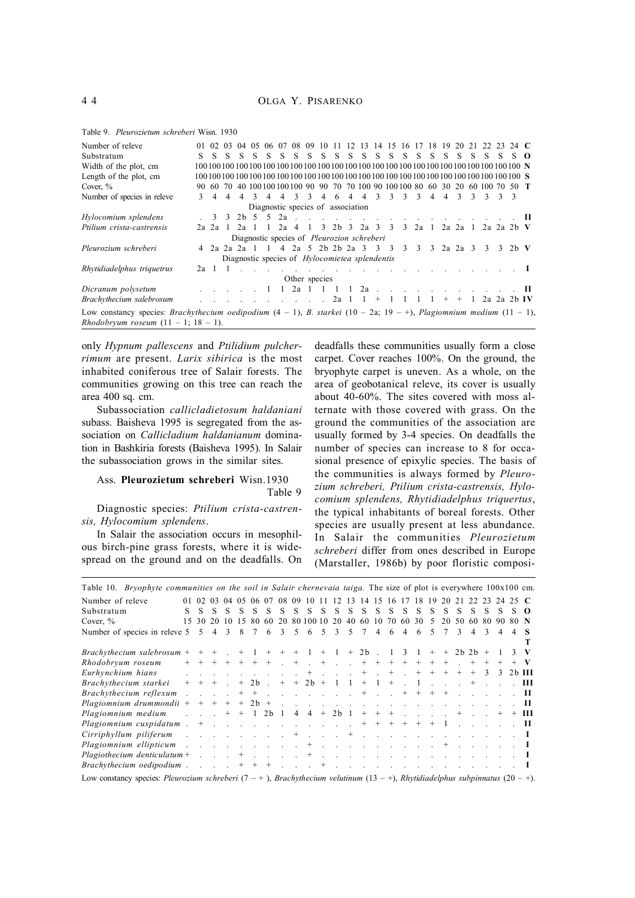Table 9. *Pleurozietum schreberi* Wisn. 1930

| Number of releve | 01 | 02 | 03 | 04 | 05 | 06 | 07 | 08 | 09 | 10 | 11 | 12 | 13 | 14 | 15 | 16 | 17 | 18 | 19 | 20 | 21 | 22 | 23 | 24 | C |
|---|---|---|---|---|---|---|---|---|---|---|---|---|---|---|---|---|---|---|---|---|---|---|---|---|---|
| Substratum | S | S | S | S | S | S | S | S | S | S | S | S | S | S | S | S | S | S | S | S | S | S | S | S | O |
| Width of the plot, cm | 100 | 100 | 100 | 100 | 100 | 100 | 100 | 100 | 100 | 100 | 100 | 100 | 100 | 100 | 100 | 100 | 100 | 100 | 100 | 100 | 100 | 100 | 100 | 100 | N |
| Length of the plot, cm | 100 | 100 | 100 | 100 | 100 | 100 | 100 | 100 | 100 | 100 | 100 | 100 | 100 | 100 | 100 | 100 | 100 | 100 | 100 | 100 | 100 | 100 | 100 | 100 | S |
| Cover, % | 90 | 60 | 70 | 40 | 100 | 100 | 100 | 100 | 90 | 90 | 70 | 70 | 100 | 90 | 100 | 100 | 80 | 60 | 30 | 20 | 60 | 100 | 70 | 50 | T |
| Number of species in releve | 3 | 4 | 4 | 4 | 3 | 4 | 4 | 3 | 3 | 4 | 6 | 4 | 4 | 3 | 3 | 3 | 3 | 4 | 4 | 3 | 3 | 3 | 3 | 3 | |
| Diagnostic species of association | | | | | | | | | | | | | | | | | | | | | | | | | |
| *Hylocomium splendens* | . | 3 | 3 | 2b | 5 | 5 | 2a | . | . | . | . | . | . | . | . | . | . | . | . | . | . | . | . | . | **II** |
| *Ptilium crista-castrensis* | 2a | 2a | 1 | 2a | 1 | 1 | 2a | 4 | 1 | 3 | 2b | 3 | 2a | 3 | 3 | 3 | 2a | 1 | 2a | 2a | 1 | 2a | 2a | 2b | **V** |
| Diagnostic species of *Pleurozion schreberi* | | | | | | | | | | | | | | | | | | | | | | | | | |
| *Pleurozium schreberi* | 4 | 2a | 2a | 2a | 1 | 1 | 4 | 2a | 5 | 2b | 2b | 2a | 3 | 3 | 3 | 3 | 3 | 3 | 2a | 2a | 3 | 3 | 3 | 2b | **V** |
| Diagnostic species of *Hylocomietea splendentis* | | | | | | | | | | | | | | | | | | | | | | | | | |
| *Rhytidiadelphus triquetrus* | 2a | 1 | 1 | . | . | . | . | . | . | . | . | . | . | . | . | . | . | . | . | . | . | . | . | . | **I** |
| Other species | | | | | | | | | | | | | | | | | | | | | | | | | |
| *Dicranum polysetum* | . | . | . | . | . | 1 | 1 | 2a | 1 | 1 | 1 | 1 | 2a | . | . | . | . | . | . | . | . | . | . | . | **II** |
| *Brachythecium salebrosum* | . | . | . | . | . | . | . | . | . | . | 2a | 1 | 1 | + | 1 | 1 | 1 | 1 | + | + | 1 | 2a | 2a | 2b | **IV** |

Low constancy species: *Brachythecium oedipodium* (4 – 1), *B. starkei* (10 – 2a; 19 – +), *Plagiomnium medium* (11 – 1), *Rhodobryum roseum* (11 – 1; 18 – 1).

only *Hypnum pallescens* and *Ptilidium pulcherrimum* are present. *Larix sibirica* is the most inhabited coniferous tree of Salair forests. The communities growing on this tree can reach the area 400 sq. cm.

Subassociation *callicladietosum haldaniani* subass. Baisheva 1995 is segregated from the association on *Callicladium haldanianum* domination in Bashkiria forests (Baisheva 1995). In Salair the subassociation grows in the similar sites.

Ass. **Pleurozietum schreberi** Wisn.1930

Table 9

Diagnostic species: *Ptilium crista-castrensis, Hylocomium splendens*.

In Salair the association occurs in mesophilous birch-pine grass forests, where it is widespread on the ground and on the deadfalls. On deadfalls these communities usually form a close carpet. Cover reaches 100%. On the ground, the bryophyte carpet is uneven. As a whole, on the area of geobotanical releve, its cover is usually about 40-60%. The sites covered with moss alternate with those covered with grass. On the ground the communities of the association are usually formed by 3-4 species. On deadfalls the number of species can increase to 8 for occasional presence of epixylic species. The basis of the communities is always formed by *Pleurozium schreberi, Ptilium crista-castrensis, Hylocomium splendens, Rhytidiadelphus triquertus*, the typical inhabitants of boreal forests. Other species are usually present at less abundance. In Salair the communities *Pleurozietum schreberi* differ from ones described in Europe (Marstaller, 1986b) by poor floristic composi-

Table 10. *Bryophyte communities on the soil in Salair chernevaia taiga.* The size of plot is everywhere 100x100 cm.

| Number of releve | 01 | 02 | 03 | 04 | 05 | 06 | 07 | 08 | 09 | 10 | 11 | 12 | 13 | 14 | 15 | 16 | 17 | 18 | 19 | 20 | 21 | 22 | 23 | 24 | 25 | C |
|---|---|---|---|---|---|---|---|---|---|---|---|---|---|---|---|---|---|---|---|---|---|---|---|---|---|---|
| Substratum | S | S | S | S | S | S | S | S | S | S | S | S | S | S | S | S | S | S | S | S | S | S | S | S | S | O |
| Cover, % | 15 | 30 | 20 | 10 | 15 | 80 | 60 | 20 | 80 | 100 | 10 | 20 | 40 | 60 | 10 | 70 | 60 | 30 | 5 | 20 | 50 | 60 | 80 | 90 | 80 | N |
| Number of species in releve | 5 | 5 | 4 | 3 | 8 | 7 | 6 | 3 | 5 | 6 | 5 | 3 | 5 | 7 | 4 | 6 | 4 | 6 | 5 | 7 | 3 | 4 | 3 | 4 | 4 | S |
| | | | | | | | | | | | | | | | | | | | | | | | | | | T |
| *Brachythecium salebrosum* | + | + | + | . | + | 1 | + | + | + | 1 | + | 1 | + | 2b | . | 1 | 3 | 1 | + | + | 2b | 2b | + | 1 | 3 | **V** |
| *Rhodobryum roseum* | + | + | + | + | + | + | + | . | + | . | + | . | . | + | + | + | + | + | + | + | . | + | + | + | + | **V** |
| *Eurhynchium hians* | . | . | . | . | . | . | . | . | . | + | . | . | . | + | . | + | . | + | + | + | + | + | 3 | 3 | 2b | **III** |
| *Brachythecium starkei* | + | + | + | . | + | 2b | . | + | + | 2b | + | 1 | 1 | + | 1 | + | . | 1 | . | . | . | + | . | . | . | **III** |
| *Brachythecium reflexum* | . | . | . | . | + | + | . | . | . | . | . | . | . | + | . | . | + | + | + | + | . | . | . | . | . | **II** |
| *Plagiomnium drummondii* | + | + | + | + | + | 2b | + | . | . | . | . | . | . | . | . | . | . | . | . | . | . | . | . | . | . | **II** |
| *Plagiomnium medium* | . | . | . | + | + | 1 | 2b | 1 | 4 | 4 | + | 2b | 1 | + | + | + | . | . | . | . | + | . | . | + | + | **III** |
| *Plagiomnium cuspidatum* | . | + | . | . | . | . | . | . | . | . | . | . | . | + | + | + | + | + | + | 1 | . | . | . | . | . | **II** |
| *Cirriphyllum piliferum* | . | . | . | . | . | . | . | . | + | . | . | . | + | . | . | . | . | . | . | . | . | . | . | . | . | **I** |
| *Plagiomnium ellipticum* | . | . | . | . | . | . | . | . | . | + | . | . | . | . | . | . | . | . | . | + | . | . | . | . | . | **I** |
| *Plagiothecium denticulatum* | + | . | . | . | + | . | . | . | . | + | . | . | . | . | . | . | . | . | . | . | . | . | . | . | . | **I** |
| *Brachythecium oedipodium* | . | . | . | . | + | + | + | . | . | . | + | . | . | . | . | . | . | . | . | . | . | . | . | . | . | **I** |

Low constancy species: *Pleurozium schreberi* (7 – + ), *Brachythecium velutinum* (13 – +), *Rhytidiadelphus subpinnatus* (20 – +).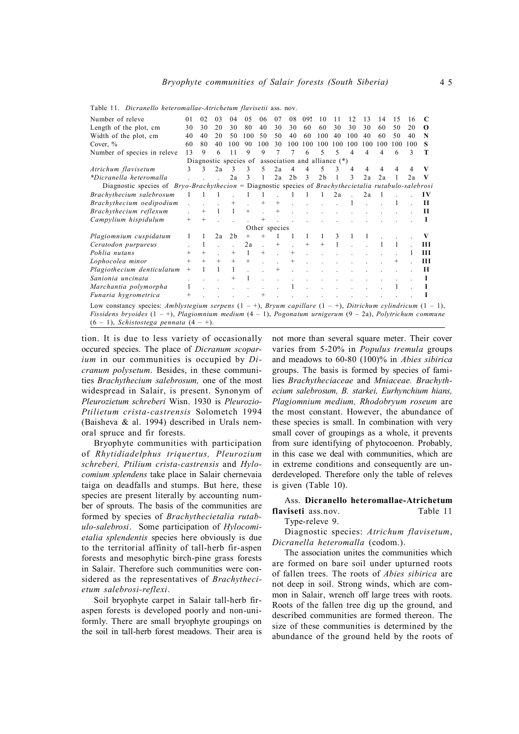Table 11. *Dicranello heteromallae-Atrichetum flavisetii* ass. nov.

| Number of releve | 01 | 02 | 03 | 04 | 05 | 06 | 07 | 08 | 09! | 10 | 11 | 12 | 13 | 14 | 15 | 16 | CONST |
|---|---|---|---|---|---|---|---|---|---|---|---|---|---|---|---|---|---|
| Length of the plot, cm | 30 | 30 | 20 | 30 | 80 | 40 | 30 | 30 | 60 | 60 | 30 | 30 | 30 | 60 | 50 | 20 | |
| Width of the plot, cm | 40 | 40 | 20 | 50 | 100 | 50 | 50 | 40 | 60 | 100 | 40 | 100 | 40 | 60 | 50 | 40 | |
| Cover, % | 60 | 80 | 40 | 100 | 90 | 100 | 30 | 100 | 100 | 100 | 100 | 100 | 100 | 100 | 100 | 100 | |
| Number of species in releve | 13 | 9 | 6 | 11 | 9 | 9 | 7 | 7 | 6 | 5 | 5 | 4 | 4 | 4 | 6 | 3 | |
| Diagnostic species of association and alliance (*) | | | | | | | | | | | | | | | | | |
| *Atrichum flavisetum* | 3 | 3 | 2a | 3 | 3 | 5 | 2a | 4 | 4 | 5 | 3 | 4 | 4 | 4 | 4 | 4 | V |
| **Dicranella heteromalla* | . | . | . | 2a | 3 | 1 | 2a | 2b | 3 | 2b | 1 | 3 | 2a | 2a | 1 | 2a | V |
| Diagnostic species of *Bryo-Brachythecion* = Diagnostic species of *Brachythecietalia rutabulo-salebrosi* | | | | | | | | | | | | | | | | | |
| *Brachythecium salebrosum* | 1 | 1 | 1 | . | 1 | 1 | . | 1 | 1 | 1 | 2a | . | 2a | 1 | . | . | IV |
| *Brachythecium oedipodium* | . | . | . | + | . | + | + | . | . | . | . | 1 | . | . | 1 | . | II |
| *Brachythecium reflexum* | . | + | 1 | 1 | + | . | + | . | . | . | . | . | . | . | . | . | II |
| *Campylium hispidulum* | + | + | . | . | . | + | . | . | . | . | . | . | . | . | . | . | I |
| Other species | | | | | | | | | | | | | | | | | |
| *Plagiomnium cuspidatum* | 1 | 1 | 2a | 2b | + | + | 1 | 1 | 1 | 1 | 3 | 1 | 1 | . | . | . | V |
| *Ceratodon purpureus* | . | 1 | . | . | 2a | . | + | . | + | + | 1 | . | . | 1 | 1 | . | III |
| *Pohlia nutans* | + | + | . | + | 1 | + | . | + | . | . | . | . | . | . | . | 1 | III |
| *Lophocolea minor* | + | + | + | + | + | . | . | + | . | . | . | . | . | . | + | . | III |
| *Plagiothecium denticulatum* | + | 1 | 1 | 1 | . | . | + | . | . | . | . | . | . | . | . | . | II |
| *Sanionia uncinata* | . | . | . | + | 1 | . | . | . | . | . | . | . | . | . | . | . | I |
| *Marchantia polymorpha* | 1 | . | . | . | . | . | . | 1 | . | . | . | . | . | . | 1 | . | I |
| *Funaria hygrometrica* | + | . | . | . | . | + | . | . | . | . | . | . | . | . | . | . | I |

Low constancy species: *Amblystegium serpens* (1 – +), *Bryum capillare* (1 – +), *Ditrichum cylindricum* (1 – 1), *Fissidens bryoides* (1 – +), *Plagiomnium medium* (4 – 1), *Pogonatum urnigerum* (9 – 2a), *Polytrichum commune* (6 – 1), *Schistostega pennata* (4 – +).

tion. It is due to less variety of occasionally occured species. The place of *Dicranum scoparium* in our communities is occupied by *Dicranum polysetum*. Besides, in these communities *Brachythecium salebrosum,* one of the most widespread in Salair, is present. Synonym of *Pleurozietum schreberi* Wisn. 1930 is *Pleurozio-Ptilietum crista-castrensis* Solometch 1994 (Baisheva & al. 1994) described in Urals nemoral spruce and fir forests.

Bryophyte communities with participation of *Rhytidiadelphus triquertus, Pleurozium schreberi, Ptilium crista-castrensis* and *Hylocomium splendens* take place in Salair chernevaia taiga on deadfalls and stumps. But here, these species are present literally by accounting number of sprouts. The basis of the communities are formed by species of *Brachythecietalia rutabulo-salebrosi*. Some participation of *Hylocomietalia splendentis* species here obviously is due to the territorial affinity of tall-herb fir-aspen forests and mesophytic birch-pine grass forests in Salair. Therefore such communities were considered as the representatives of *Brachythecietum salebrosi-reflexi*.

Soil bryophyte carpet in Salair tall-herb fir-aspen forests is developed poorly and non-uniformly. There are small bryophyte groupings on the soil in tall-herb forest meadows. Their area is not more than several square meter. Their cover varies from 5-20% in *Populus tremula* groups and meadows to 60-80 (100)% in *Abies sibirica* groups. The basis is formed by species of families *Brachytheciaceae* and *Mniaceae. Brachythecium salebrosum, B. starkei, Eurhynchium hians, Plagiomnium medium, Rhodobryum roseum* are the most constant. However, the abundance of these species is small. In combination with very small cover of groupings as a whole, it prevents from sure identifying of phytocoenon. Probably, in this case we deal with communities, which are in extreme conditions and consequently are underdeveloped. Therefore only the table of releves is given (Table 10).

Ass. **Dicranello heteromallae-Atrichetum flaviseti** ass.nov. Table 11

Type-releve 9.

Diagnostic species: *Atrichum flavisetum*, *Dicranella heteromalla* (codom.).

The association unites the communities which are formed on bare soil under upturned roots of fallen trees. The roots of *Abies sibirica* are not deep in soil. Strong winds, which are common in Salair, wrench off large trees with roots. Roots of the fallen tree dig up the ground, and described communities are formed thereon. The size of these communities is determined by the abundance of the ground held by the roots of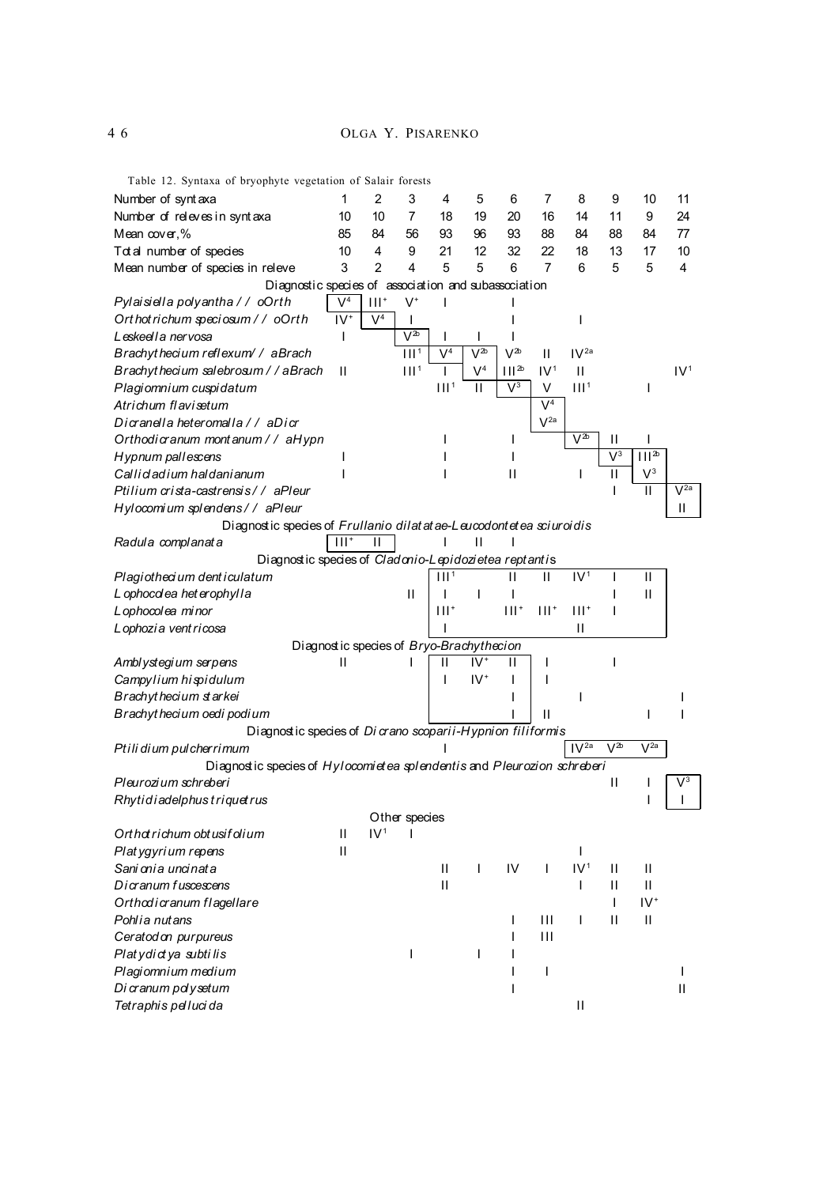Table 12. Syntaxa of bryophyte vegetation of Salair forests

| Number of syntaxa | 1 | 2 | 3 | 4 | 5 | 6 | 7 | 8 | 9 | 10 | 11 |
|---|---|---|---|---|---|---|---|---|---|---|---|
| Number of releves in syntaxa | 10 | 10 | 7 | 18 | 19 | 20 | 16 | 14 | 11 | 9 | 24 |
| Mean cover,% | 85 | 84 | 56 | 93 | 96 | 93 | 88 | 84 | 88 | 84 | 77 |
| Total number of species | 10 | 4 | 9 | 21 | 12 | 32 | 22 | 18 | 13 | 17 | 10 |
| Mean number of species in releve | 3 | 2 | 4 | 5 | 5 | 6 | 7 | 6 | 5 | 5 | 4 |
| **Diagnostic species of association and subassociation** | | | | | | | | | | | |
| *Pylaisiella polyantha* / / oOrth | $V^{4}$ | $III^{+}$ | $V^{+}$ | I | | I | | | | | |
| *Orthotrichum speciosum* / / oOrth | $IV^{+}$ | $V^{4}$ | I | | | I | | I | | | |
| *Leskeella nervosa* | I | | $V^{2b}$ | I | I | I | | | | | |
| *Brachythecium reflexum* / / aBrach | | | $III^{1}$ | $V^{4}$ | $V^{2b}$ | $V^{2b}$ | II | $IV^{2a}$ | | | |
| *Brachythecium salebrosum* / / aBrach | II | | $III^{1}$ | I | $V^{4}$ | $III^{2b}$ | $IV^{1}$ | II | | | $IV^{1}$ |
| *Plagiomnium cuspidatum* | | | | $III^{1}$ | II | $V^{3}$ | V | $III^{1}$ | | I | |
| *Atrichum flavisetum* | | | | | | | $V^{4}$ | | | | |
| *Dicranella heteromalla* / / aDicr | | | | | | | $V^{2a}$ | | | | |
| *Orthodicranum montanum* / / aHypn | | | | I | | I | | $V^{2b}$ | II | I | |
| *Hypnum pallescens* | I | | | I | | I | | | $V^{3}$ | $III^{2b}$ | |
| *Callicladium haldanianum* | I | | | I | | II | | I | II | $V^{3}$ | |
| *Ptilium crista-castrensis* / / aPleur | | | | | | | | | I | II | $V^{2a}$ |
| *Hylocomium splendens* / / aPleur | | | | | | | | | | | II |
| **Diagnostic species of *Frullanio dilatatae-Leucodontetea sciuroidis*** | | | | | | | | | | | |
| *Radula complanata* | $III^{+}$ | II | | I | II | I | | | | | |
| **Diagnostic species of *Cladonio-Lepidozietea reptantis*** | | | | | | | | | | | |
| *Plagiothecium denticulatum* | | | | $III^{1}$ | | II | II | $IV^{1}$ | I | II | |
| *Lophocolea heterophylla* | | | II | I | I | I | | | I | II | |
| *Lophocolea minor* | | | | $III^{+}$ | | $III^{+}$ | $III^{+}$ | $III^{+}$ | I | | |
| *Lophozia ventricosa* | | | | I | | | | II | | | |
| **Diagnostic species of *Bryo-Brachythecion*** | | | | | | | | | | | |
| *Amblystegium serpens* | II | | I | II | $IV^{+}$ | II | I | | I | | |
| *Campylium hispidulum* | | | | I | $IV^{+}$ | I | I | | | | |
| *Brachythecium starkei* | | | | | | I | | I | | | I |
| *Brachythecium oedipodium* | | | | | | I | II | | | I | I |
| **Diagnostic species of *Dicrano scoparii-Hypnion filiformis*** | | | | | | | | | | | |
| *Ptilidium pulcherrimum* | | | | I | | | | $IV^{2a}$ | $V^{2b}$ | $V^{2a}$ | |
| **Diagnostic species of *Hylocomietea splendentis* and *Pleurozion schreberi*** | | | | | | | | | | | |
| *Pleurozium schreberi* | | | | | | | | | II | I | $V^{3}$ |
| *Rhytidiadelphus triquetrus* | | | | | | | | | | I | I |
| **Other species** | | | | | | | | | | | |
| *Orthotrichum obtusifolium* | II | $IV^{1}$ | I | | | | | | | | |
| *Platygyrium repens* | II | | | | | | | I | | | |
| *Sanionia uncinata* | | | | II | I | IV | I | $IV^{1}$ | II | II | |
| *Dicranum fuscescens* | | | | II | | | | I | II | II | |
| *Orthodicranum flagellare* | | | | | | | | | I | $IV^{+}$ | |
| *Pohlia nutans* | | | | | | I | III | I | II | II | |
| *Ceratodon purpureus* | | | | | | I | III | | | | |
| *Platydictya subtilis* | | | I | | I | I | | | | | |
| *Plagiomnium medium* | | | | | | I | I | | | | I |
| *Dicranum polysetum* | | | | | | I | | | | | II |
| *Tetraphis pellucida* | | | | | | | | II | | | |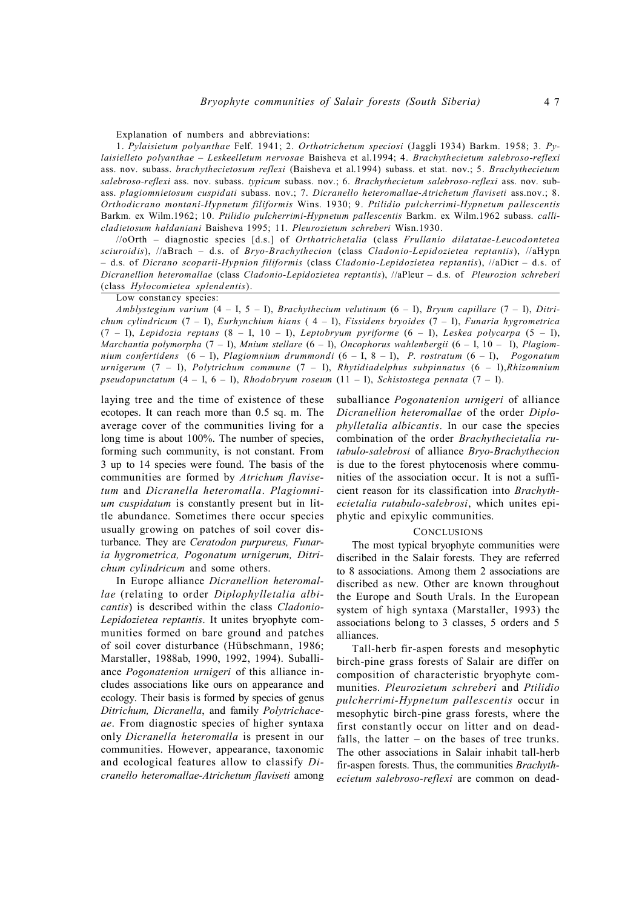Explanation of numbers and abbreviations:

1. *Pylaisietum polyanthae* Felf. 1941; 2. *Orthotrichetum speciosi* (Jaggli 1934) Barkm. 1958; 3. *Pylaisielleto polyanthae – Leskeelletum nervosae* Baisheva et al.1994; 4. *Brachythecietum salebroso-reflexi* ass. nov. subass. *brachythecietosum reflexi* (Baisheva et al.1994) subass. et stat. nov.; 5. *Brachythecietum salebroso-reflexi* ass. nov. subass. *typicum* subass. nov.; 6. *Brachythecietum salebroso-reflexi* ass. nov. subass. *plagiomnietosum cuspidati* subass. nov.; 7. *Dicranello heteromallae-Atrichetum flaviseti* ass.nov.; 8. *Orthodicrano montani-Hypnetum filiformis* Wins. 1930; 9. *Ptilidio pulcherrimi-Hypnetum pallescentis* Barkm. ex Wilm.1962; 10. *Ptilidio pulcherrimi-Hypnetum pallescentis* Barkm. ex Wilm.1962 subass. *callicladietosum haldaniani* Baisheva 1995; 11. *Pleurozietum schreberi* Wisn.1930.

//oOrth – diagnostic species [d.s.] of *Orthotrichetalia* (class *Frullanio dilatatae-Leucodontetea sciuroidis*), //aBrach – d.s. of *Bryo-Brachythecion* (class *Cladonio-Lepidozietea reptantis*), //aHypn – d.s. of *Dicrano scoparii-Hypnion filiformis* (class *Cladonio-Lepidozietea reptantis*), //aDicr – d.s. of *Dicranellion heteromallae* (class *Cladonio-Lepidozietea reptantis*), //aPleur – d.s. of *Pleurozion schreberi* (class *Hylocomietea splendentis*).

Low constancy species:

*Amblystegium varium* (4 – I, 5 – I), *Brachythecium velutinum* (6 – I), *Bryum capillare* (7 – I), *Ditrichum cylindricum* (7 – I), *Eurhynchium hians* ( 4 – I), *Fissidens bryoides* (7 – I), *Funaria hygrometrica* (7 – I), *Lepidozia reptans* (8 – I, 10 – I), *Leptobryum pyriforme* (6 – I), *Leskea polycarpa* (5 – I), *Marchantia polymorpha* (7 – I), *Mnium stellare* (6 – I), *Oncophorus wahlenbergii* (6 – I, 10 – I), *Plagiomnium confertidens* (6 – I), *Plagiomnium drummondi* (6 – I, 8 – I), *P. rostratum* (6 – I), *Pogonatum urnigerum* (7 – I), *Polytrichum commune* (7 – I), *Rhytidiadelphus subpinnatus* (6 – I),*Rhizomnium pseudopunctatum* (4 – I, 6 – I), *Rhodobryum roseum* (11 – I), *Schistostega pennata* (7 – I).

laying tree and the time of existence of these ecotopes. It can reach more than 0.5 sq. m. The average cover of the communities living for a long time is about 100%. The number of species, forming such community, is not constant. From 3 up to 14 species were found. The basis of the communities are formed by *Atrichum flavisetum* and *Dicranella heteromalla*. *Plagiomnium cuspidatum* is constantly present but in little abundance. Sometimes there occur species usually growing on patches of soil cover disturbance. They are *Ceratodon purpureus, Funaria hygrometrica, Pogonatum urnigerum, Ditrichum cylindricum* and some others.

In Europe alliance *Dicranellion heteromallae* (relating to order *Diplophylletalia albicantis*) is described within the class *Cladonio-Lepidozietea reptantis*. It unites bryophyte communities formed on bare ground and patches of soil cover disturbance (Hübschmann, 1986; Marstaller, 1988ab, 1990, 1992, 1994). Suballiance *Pogonatenion urnigeri* of this alliance includes associations like ours on appearance and ecology. Their basis is formed by species of genus *Ditrichum, Dicranella*, and family *Polytrichaceae*. From diagnostic species of higher syntaxa only *Dicranella heteromalla* is present in our communities. However, appearance, taxonomic and ecological features allow to classify *Dicranello heteromallae-Atrichetum flaviseti* among suballiance *Pogonatenion urnigeri* of alliance *Dicranellion heteromallae* of the order *Diplophylletalia albicantis*. In our case the species combination of the order *Brachythecietalia rutabulo-salebrosi* of alliance *Bryo-Brachythecion* is due to the forest phytocenosis where communities of the association occur. It is not a sufficient reason for its classification into *Brachythecietalia rutabulo-salebrosi*, which unites epiphytic and epixylic communities.

## Conclusions

The most typical bryophyte communities were discribed in the Salair forests. They are referred to 8 associations. Among them 2 associations are discribed as new. Other are known throughout the Europe and South Urals. In the European system of high syntaxa (Marstaller, 1993) the associations belong to 3 classes, 5 orders and 5 alliances.

Tall-herb fir-aspen forests and mesophytic birch-pine grass forests of Salair are differ on composition of characteristic bryophyte communities. *Pleurozietum schreberi* and *Ptilidio pulcherrimi-Hypnetum pallescentis* occur in mesophytic birch-pine grass forests, where the first constantly occur on litter and on deadfalls, the latter – on the bases of tree trunks. The other associations in Salair inhabit tall-herb fir-aspen forests. Thus, the communities *Brachythecietum salebroso-reflexi* are common on dead-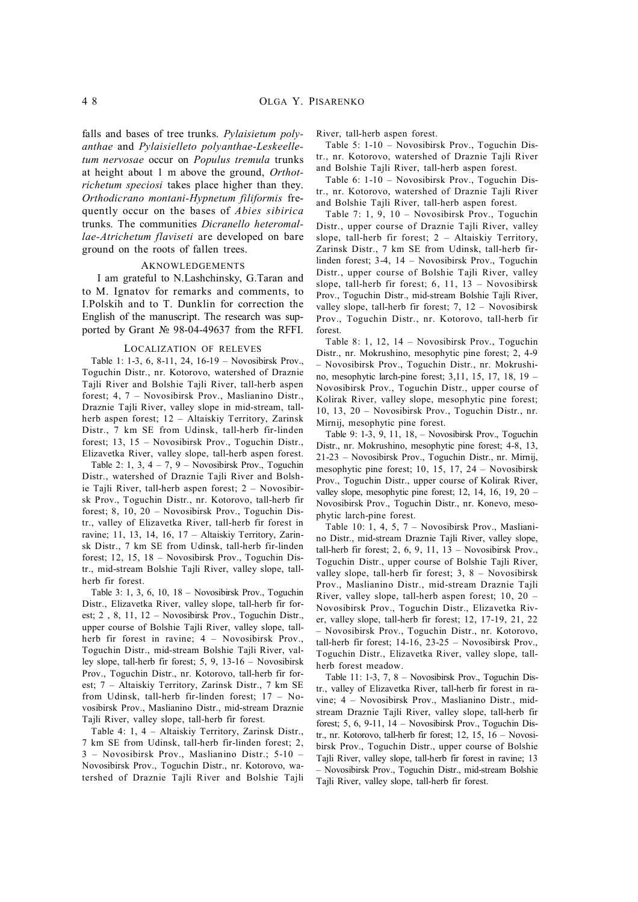falls and bases of tree trunks. *Pylaisietum polyanthae* and *Pylaisielleto polyanthae-Leskeelletum nervosae* occur on *Populus tremula* trunks at height about 1 m above the ground, *Orthotrichetum speciosi* takes place higher than they. *Orthodicrano montani-Hypnetum filiformis* frequently occur on the bases of *Abies sibirica* trunks. The communities *Dicranello heteromallae-Atrichetum flaviseti* are developed on bare ground on the roots of fallen trees.

## AKNOWLEDGEMENTS

I am grateful to N.Lashchinsky, G.Taran and to M. Ignatov for remarks and comments, to I.Polskih and to T. Dunklin for correction the English of the manuscript. The research was supported by Grant № 98-04-49637 from the RFFI.

## LOCALIZATION OF RELEVES

Table 1: 1-3, 6, 8-11, 24, 16-19 – Novosibirsk Prov., Toguchin Distr., nr. Kotorovo, watershed of Draznie Tajli River and Bolshie Tajli River, tall-herb aspen forest; 4, 7 – Novosibirsk Prov., Maslianino Distr., Draznie Tajli River, valley slope in mid-stream, tall-herb aspen forest; 12 – Altaiskiy Territory, Zarinsk Distr., 7 km SE from Udinsk, tall-herb fir-linden forest; 13, 15 – Novosibirsk Prov., Toguchin Distr., Elizavetka River, valley slope, tall-herb aspen forest.

Table 2: 1, 3, 4 – 7, 9 – Novosibirsk Prov., Toguchin Distr., watershed of Draznie Tajli River and Bolshie Tajli River, tall-herb aspen forest; 2 – Novosibirsk Prov., Toguchin Distr., nr. Kotorovo, tall-herb fir forest; 8, 10, 20 – Novosibirsk Prov., Toguchin Distr., valley of Elizavetka River, tall-herb fir forest in ravine; 11, 13, 14, 16, 17 – Altaiskiy Territory, Zarinsk Distr., 7 km SE from Udinsk, tall-herb fir-linden forest; 12, 15, 18 – Novosibirsk Prov., Toguchin Distr., mid-stream Bolshie Tajli River, valley slope, tall-herb fir forest.

Table 3: 1, 3, 6, 10, 18 – Novosibirsk Prov., Toguchin Distr., Elizavetka River, valley slope, tall-herb fir forest; 2 , 8, 11, 12 – Novosibirsk Prov., Toguchin Distr., upper course of Bolshie Tajli River, valley slope, tall-herb fir forest in ravine; 4 – Novosibirsk Prov., Toguchin Distr., mid-stream Bolshie Tajli River, valley slope, tall-herb fir forest; 5, 9, 13-16 – Novosibirsk Prov., Toguchin Distr., nr. Kotorovo, tall-herb fir forest; 7 – Altaiskiy Territory, Zarinsk Distr., 7 km SE from Udinsk, tall-herb fir-linden forest; 17 – Novosibirsk Prov., Maslianino Distr., mid-stream Draznie Tajli River, valley slope, tall-herb fir forest.

Table 4: 1, 4 – Altaiskiy Territory, Zarinsk Distr., 7 km SE from Udinsk, tall-herb fir-linden forest; 2, 3 – Novosibirsk Prov., Maslianino Distr.; 5-10 – Novosibirsk Prov., Toguchin Distr., nr. Kotorovo, watershed of Draznie Tajli River and Bolshie Tajli River, tall-herb aspen forest.

Table 5: 1-10 – Novosibirsk Prov., Toguchin Distr., nr. Kotorovo, watershed of Draznie Tajli River and Bolshie Tajli River, tall-herb aspen forest.

Table 6: 1-10 – Novosibirsk Prov., Toguchin Distr., nr. Kotorovo, watershed of Draznie Tajli River and Bolshie Tajli River, tall-herb aspen forest.

Table 7: 1, 9, 10 – Novosibirsk Prov., Toguchin Distr., upper course of Draznie Tajli River, valley slope, tall-herb fir forest; 2 – Altaiskiy Territory, Zarinsk Distr., 7 km SE from Udinsk, tall-herb fir-linden forest; 3-4, 14 – Novosibirsk Prov., Toguchin Distr., upper course of Bolshie Tajli River, valley slope, tall-herb fir forest; 6, 11, 13 – Novosibirsk Prov., Toguchin Distr., mid-stream Bolshie Tajli River, valley slope, tall-herb fir forest; 7, 12 – Novosibirsk Prov., Toguchin Distr., nr. Kotorovo, tall-herb fir forest.

Table 8: 1, 12, 14 – Novosibirsk Prov., Toguchin Distr., nr. Mokrushino, mesophytic pine forest; 2, 4-9 – Novosibirsk Prov., Toguchin Distr., nr. Mokrushino, mesophytic larch-pine forest; 3,11, 15, 17, 18, 19 – Novosibirsk Prov., Toguchin Distr., upper course of Kolirak River, valley slope, mesophytic pine forest; 10, 13, 20 – Novosibirsk Prov., Toguchin Distr., nr. Mirnij, mesophytic pine forest.

Table 9: 1-3, 9, 11, 18, – Novosibirsk Prov., Toguchin Distr., nr. Mokrushino, mesophytic pine forest; 4-8, 13, 21-23 – Novosibirsk Prov., Toguchin Distr., nr. Mirnij, mesophytic pine forest; 10, 15, 17, 24 – Novosibirsk Prov., Toguchin Distr., upper course of Kolirak River, valley slope, mesophytic pine forest; 12, 14, 16, 19, 20 – Novosibirsk Prov., Toguchin Distr., nr. Konevo, mesophytic larch-pine forest.

Table 10: 1, 4, 5, 7 – Novosibirsk Prov., Maslianino Distr., mid-stream Draznie Tajli River, valley slope, tall-herb fir forest; 2, 6, 9, 11, 13 – Novosibirsk Prov., Toguchin Distr., upper course of Bolshie Tajli River, valley slope, tall-herb fir forest; 3, 8 – Novosibirsk Prov., Maslianino Distr., mid-stream Draznie Tajli River, valley slope, tall-herb aspen forest; 10, 20 – Novosibirsk Prov., Toguchin Distr., Elizavetka River, valley slope, tall-herb fir forest; 12, 17-19, 21, 22 – Novosibirsk Prov., Toguchin Distr., nr. Kotorovo, tall-herb fir forest; 14-16, 23-25 – Novosibirsk Prov., Toguchin Distr., Elizavetka River, valley slope, tall-herb forest meadow.

Table 11: 1-3, 7, 8 – Novosibirsk Prov., Toguchin Distr., valley of Elizavetka River, tall-herb fir forest in ravine; 4 – Novosibirsk Prov., Maslianino Distr., mid-stream Draznie Tajli River, valley slope, tall-herb fir forest; 5, 6, 9-11, 14 – Novosibirsk Prov., Toguchin Distr., nr. Kotorovo, tall-herb fir forest; 12, 15, 16 – Novosibirsk Prov., Toguchin Distr., upper course of Bolshie Tajli River, valley slope, tall-herb fir forest in ravine; 13 – Novosibirsk Prov., Toguchin Distr., mid-stream Bolshie Tajli River, valley slope, tall-herb fir forest.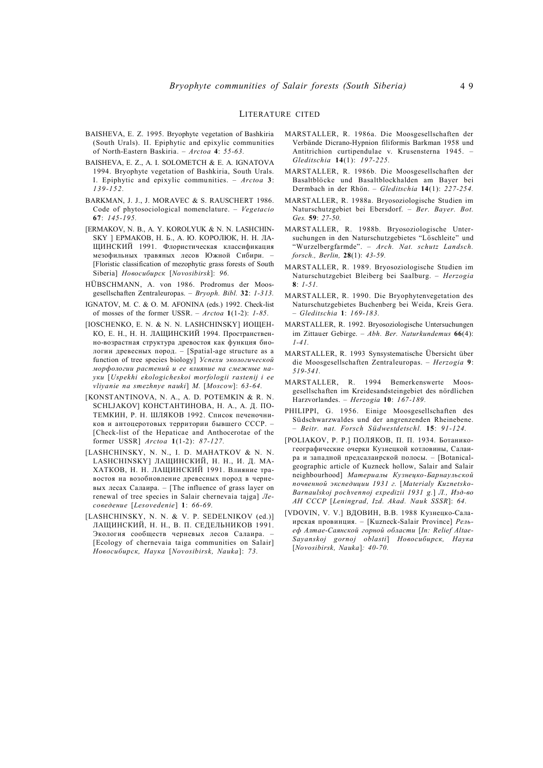## LITERATURE CITED

BAISHEVA, E. Z. 1995. Bryophyte vegetation of Bashkiria (South Urals). II. Epiphytic and epixylic communities of North-Eastern Baskiria. – *Arctoa* **4**: *55-63.*

BAISHEVA, E. Z., A. I. SOLOMETCH & E. A. IGNATOVA 1994. Bryophyte vegetation of Bashkiria, South Urals. I. Epiphytic and epixylic communities. – *Arctoa* **3**: *139-152.*

BARKMAN, J. J., J. MORAVEC & S. RAUSCHERT 1986. Code of phytosociological nomenclature. – *Vegetacio* **67**: *145-195.*

[ERMAKOV, N. B., A. Y. KOROLYUK & N. N. LASHCHINSKY ] ЕРМАКОВ, Н. Б., А. Ю. КОРОЛЮК, Н. Н. ЛАЩИНСКИЙ 1991. Флористическая классификация мезофильных травяных лесов Южной Сибири. – [Floristic classification of mezophytic grass forests of South Siberia] *Новосибирск* [*Novosibirsk*]: *96.*

HÜBSCHMANN, A. von 1986. Prodromus der Moosgesellschaften Zentraleuropas. – *Bryoph. Bibl.* **32**: *1-313.*

IGNATOV, M. C. & O. M. AFONINA (eds.) 1992. Check-list of mosses of the former USSR. – *Arctoa* **1**(1-2): *1-85.*

[IOSCHENKO, E. N. & N. N. LASHCHINSKY] ИОЩЕНКО, Е. Н., Н. Н. ЛАЩИНСКИЙ 1994. Пространственно-возрастная структура древостоя как функция биологии древесных пород. – [Spatial-age structure as a function of tree species biology] *Успехи экологической морфологии растений и ее влияние на смежные науки* [*Uspekhi ekologicheskoi morfologii rastenij i ee vliyanie na smezhnye nauki*] *М.* [*Moscow*]: *63-64.*

[KONSTANTINOVA, N. A., A. D. POTEMKIN & R. N. SCHLJAKOV] КОНСТАНТИНОВА, Н. А., А. Д. ПОТЕМКИН, Р. Н. ШЛЯКОВ 1992. Список печеночников и антоцеротовых территории бывшего СССР. – [Check-list of the Hepaticae and Anthocerotae of the former USSR] *Arctoa* **1**(1-2): *87-127.*

[LASHCHINSKY, N. N., I. D. MAHATKOV & N. N. LASHCHINSKY] ЛАЩИНСКИЙ, Н. Н., И. Д. МАХАТКОВ, Н. Н. ЛАЩИНСКИЙ 1991. Влияние травостоя на возобновление древесных пород в черневых лесах Салаира. – [The influence of grass layer on renewal of tree species in Salair chernevaia tajga] *Лесоведение* [*Lesovedenie*] **1**: *66-69.*

[LASHCHINSKY, N. N. & V. P. SEDELNIKOV (ed.)] ЛАЩИНСКИЙ, Н. Н., В. П. СЕДЕЛЬНИКОВ 1991. Экология сообществ черневых лесов Салаира. – [Ecology of chernevaia taiga communities on Salair] *Новосибирск, Наука* [*Novosibirsk, Nauka*]: *73.*

MARSTALLER, R. 1986a. Die Moosgesellschaften der Verbände Dicrano-Hypnion filiformis Barkman 1958 und Antitrichion curtipendulae v. Krusensterna 1945. – *Gleditschia* **14**(1): *197-225.*

MARSTALLER, R. 1986b. Die Moosgesellschaften der Basaltblöcke und Basaltblockhalden am Bayer bei Dermbach in der Rhön. – *Gleditschia* **14**(1): *227-254.*

MARSTALLER, R. 1988a. Bryosoziologische Studien im Naturschutzgebiet bei Ebersdorf. – *Ber. Bayer. Bot. Ges.* **59**: *27-50.*

MARSTALLER, R. 1988b. Bryosoziologische Untersuchungen in den Naturschutzgebietes "Löschleite" und "Wurzelbergfarmde". – *Arch. Nat. schutz Landsch. forsch., Berlin,* **28**(1): *43-59.*

MARSTALLER, R. 1989. Bryosoziologische Studien im Naturschutzgebiet Bleiberg bei Saalburg. – *Herzogia* **8**: *1-51.*

MARSTALLER, R. 1990. Die Bryophytenvegetation des Naturschutzgebietes Buchenberg bei Weida, Kreis Gera. – *Gleditschia* **1**: *169-183.*

MARSTALLER, R. 1992. Bryosoziologische Untersuchungen im Zittauer Gebirge. – *Abh. Ber. Naturkundemus* **66**(4): *1-41.*

MARSTALLER, R. 1993 Synsystematische Übersicht über die Moosgesellschaften Zentraleuropas. – *Herzogia* **9**: *519-541.*

MARSTALLER, R. 1994 Bemerkenswerte Moosgesellschaften im Kreidesandsteingebiet des nördlichen Harzvorlandes. – *Herzogia* **10**: *167-189.*

PHILIPPI, G. 1956. Einige Moosgesellschaften des Südschwarzwaldes und der angrenzenden Rheinebene. – *Beitr. nat. Forsch Südwestdetschl.* **15**: *91-124.*

[POLIAKOV, P. P.] ПОЛЯКОВ, П. П. 1934. Ботанико-географические очерки Кузнецкой котловины, Салаира и западной предсалаирской полосы. – [Botanical-geographic article of Kuzneck hollow, Salair and Salair neighbourhood] *Материалы Кузнецко-Барнаульской почвенной экспедиции 1931 г.* [*Materialy Kuznetsko-Barnaulskoj pochvennoj expedizii 1931 g.*] *Л., Изд-во АН СССР* [*Leningrad, Izd. Akad. Nauk SSSR*]: *64.*

[VDOVIN, V. V.] ВДОВИН, В.В. 1988 Кузнецко-Салаирская провинция. – [Kuzneck-Salair Province] *Рельеф Алтае-Саянской горной области* [*In: Relief Altae-Sayanskoj gornoj oblasti*] *Новосибирск, Наука* [*Novosibirsk, Nauka*]*: 40-70.*